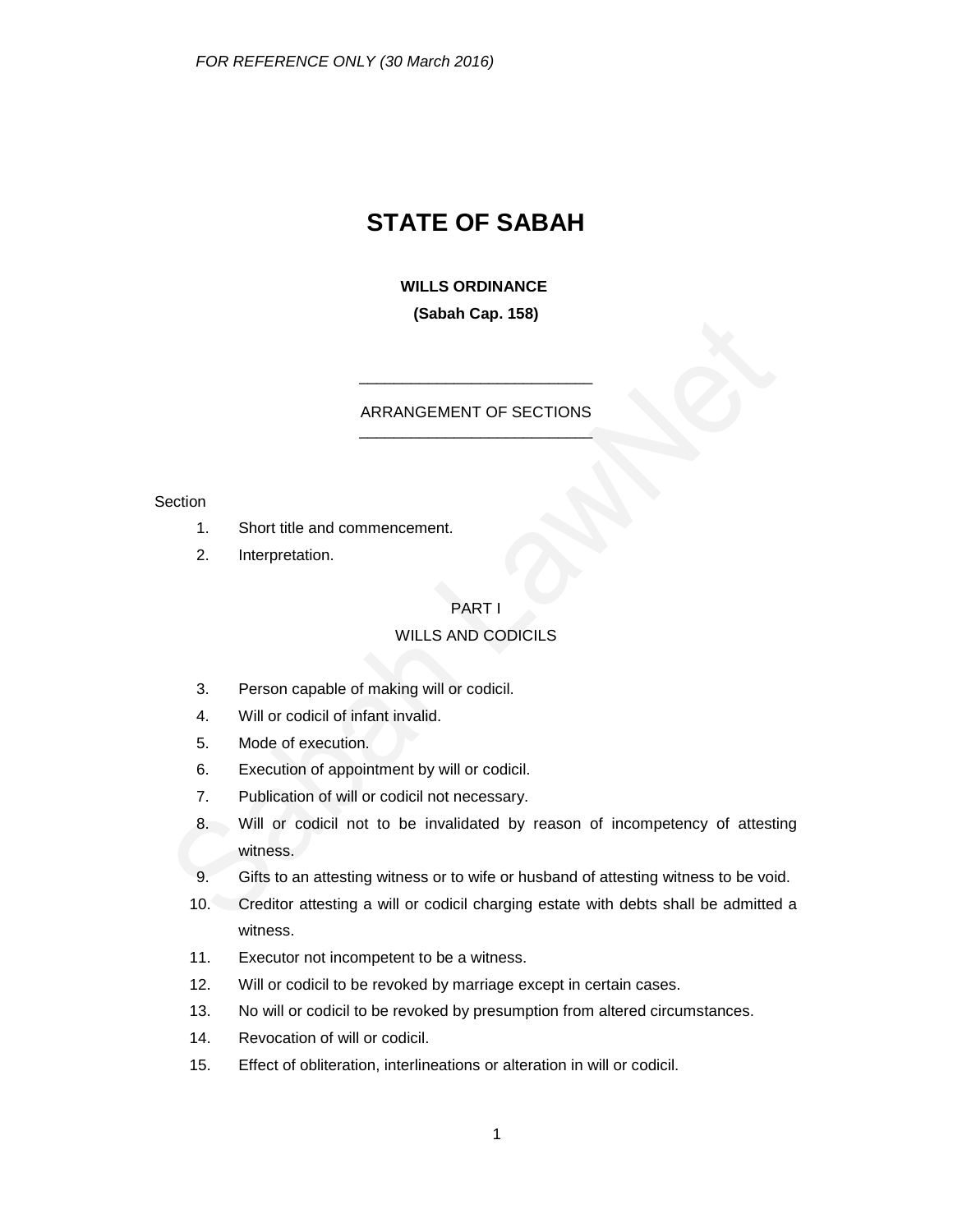# STATE OF SABAH

## WILLS ORDINANCE

### (Sabah Cap. 158)

---

ARRANGEMENT OF SECTIONS

---

Section

1. Short title and commencement.
2. Interpretation.

PART I

WILLS AND CODICILS

3. Person capable of making will or codicil.
4. Will or codicil of infant invalid.
5. Mode of execution.
6. Execution of appointment by will or codicil.
7. Publication of will or codicil not necessary.
8. Will or codicil not to be invalidated by reason of incompetency of attesting witness.
9. Gifts to an attesting witness or to wife or husband of attesting witness to be void.
10. Creditor attesting a will or codicil charging estate with debts shall be admitted a witness.
11. Executor not incompetent to be a witness.
12. Will or codicil to be revoked by marriage except in certain cases.
13. No will or codicil to be revoked by presumption from altered circumstances.
14. Revocation of will or codicil.
15. Effect of obliteration, interlineations or alteration in will or codicil.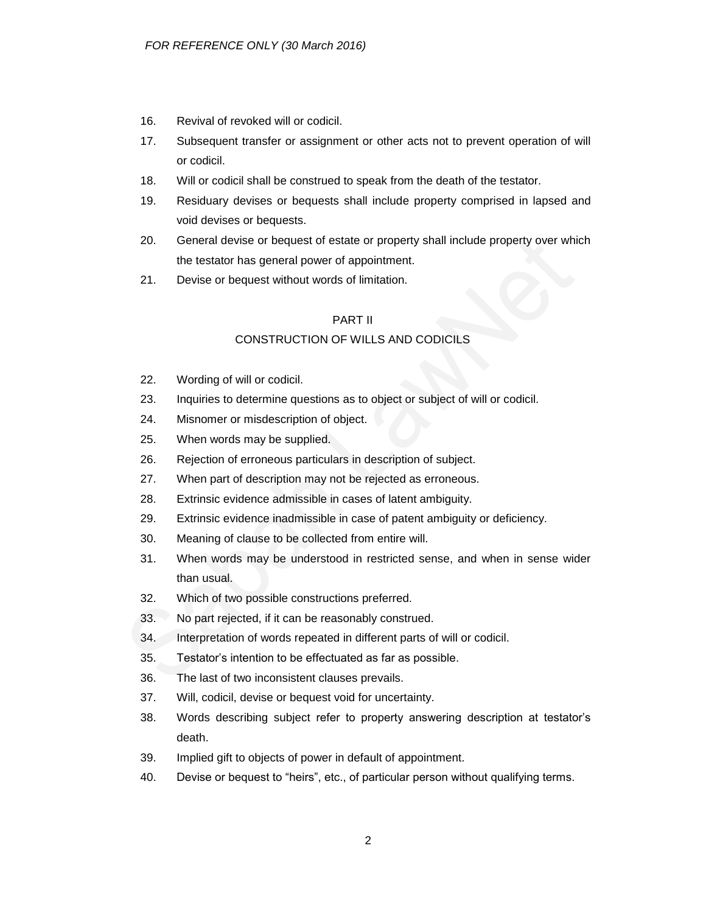16. Revival of revoked will or codicil.
17. Subsequent transfer or assignment or other acts not to prevent operation of will or codicil.
18. Will or codicil shall be construed to speak from the death of the testator.
19. Residuary devises or bequests shall include property comprised in lapsed and void devises or bequests.
20. General devise or bequest of estate or property shall include property over which the testator has general power of appointment.
21. Devise or bequest without words of limitation.

## PART II

## CONSTRUCTION OF WILLS AND CODICILS

22. Wording of will or codicil.
23. Inquiries to determine questions as to object or subject of will or codicil.
24. Misnomer or misdescription of object.
25. When words may be supplied.
26. Rejection of erroneous particulars in description of subject.
27. When part of description may not be rejected as erroneous.
28. Extrinsic evidence admissible in cases of latent ambiguity.
29. Extrinsic evidence inadmissible in case of patent ambiguity or deficiency.
30. Meaning of clause to be collected from entire will.
31. When words may be understood in restricted sense, and when in sense wider than usual.
32. Which of two possible constructions preferred.
33. No part rejected, if it can be reasonably construed.
34. Interpretation of words repeated in different parts of will or codicil.
35. Testator's intention to be effectuated as far as possible.
36. The last of two inconsistent clauses prevails.
37. Will, codicil, devise or bequest void for uncertainty.
38. Words describing subject refer to property answering description at testator's death.
39. Implied gift to objects of power in default of appointment.
40. Devise or bequest to "heirs", etc., of particular person without qualifying terms.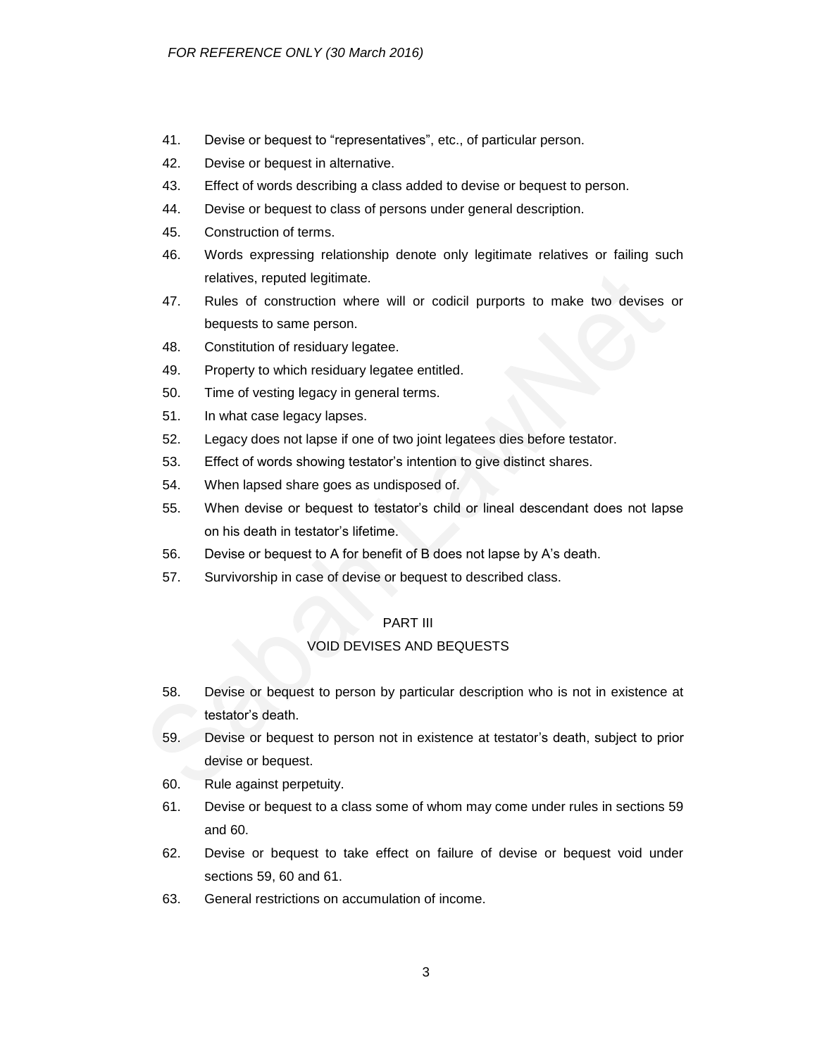41. Devise or bequest to "representatives", etc., of particular person.
42. Devise or bequest in alternative.
43. Effect of words describing a class added to devise or bequest to person.
44. Devise or bequest to class of persons under general description.
45. Construction of terms.
46. Words expressing relationship denote only legitimate relatives or failing such relatives, reputed legitimate.
47. Rules of construction where will or codicil purports to make two devises or bequests to same person.
48. Constitution of residuary legatee.
49. Property to which residuary legatee entitled.
50. Time of vesting legacy in general terms.
51. In what case legacy lapses.
52. Legacy does not lapse if one of two joint legatees dies before testator.
53. Effect of words showing testator's intention to give distinct shares.
54. When lapsed share goes as undisposed of.
55. When devise or bequest to testator's child or lineal descendant does not lapse on his death in testator's lifetime.
56. Devise or bequest to A for benefit of B does not lapse by A's death.
57. Survivorship in case of devise or bequest to described class.

## PART III

## VOID DEVISES AND BEQUESTS

58. Devise or bequest to person by particular description who is not in existence at testator's death.
59. Devise or bequest to person not in existence at testator's death, subject to prior devise or bequest.
60. Rule against perpetuity.
61. Devise or bequest to a class some of whom may come under rules in sections 59 and 60.
62. Devise or bequest to take effect on failure of devise or bequest void under sections 59, 60 and 61.
63. General restrictions on accumulation of income.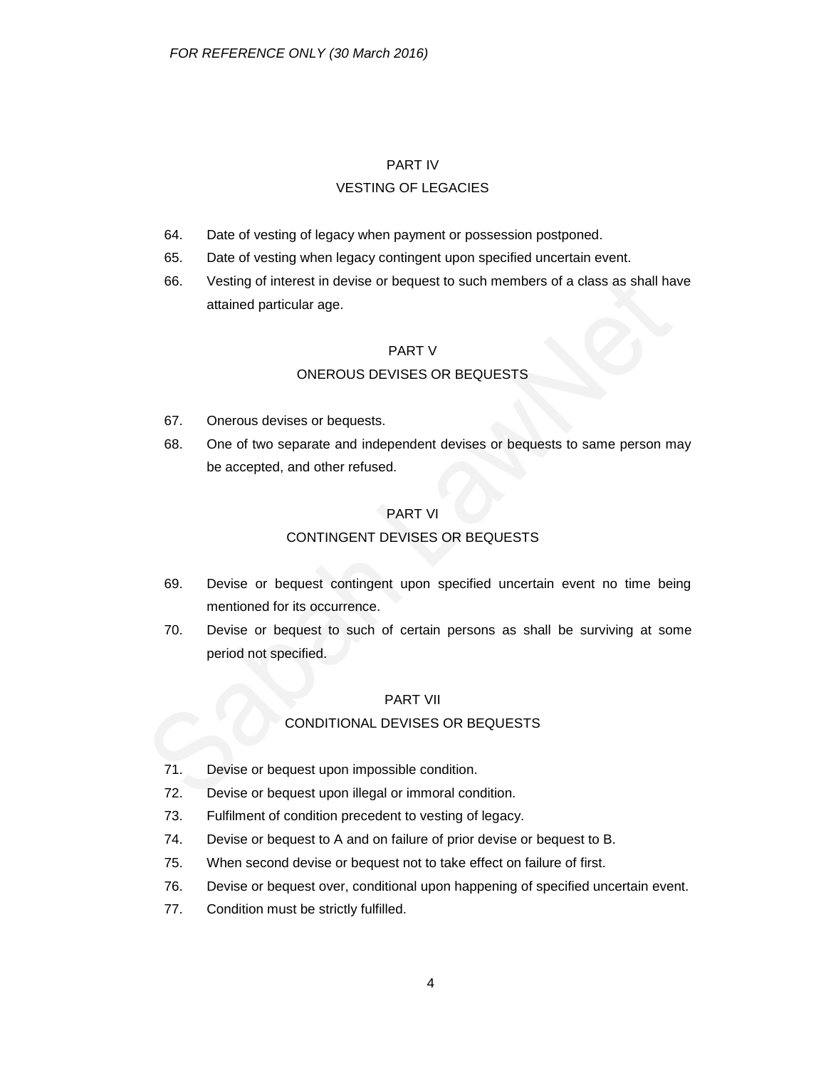## PART IV
## VESTING OF LEGACIES

64. Date of vesting of legacy when payment or possession postponed.
65. Date of vesting when legacy contingent upon specified uncertain event.
66. Vesting of interest in devise or bequest to such members of a class as shall have attained particular age.

## PART V
## ONEROUS DEVISES OR BEQUESTS

67. Onerous devises or bequests.
68. One of two separate and independent devises or bequests to same person may be accepted, and other refused.

## PART VI
## CONTINGENT DEVISES OR BEQUESTS

69. Devise or bequest contingent upon specified uncertain event no time being mentioned for its occurrence.
70. Devise or bequest to such of certain persons as shall be surviving at some period not specified.

## PART VII
## CONDITIONAL DEVISES OR BEQUESTS

71. Devise or bequest upon impossible condition.
72. Devise or bequest upon illegal or immoral condition.
73. Fulfilment of condition precedent to vesting of legacy.
74. Devise or bequest to A and on failure of prior devise or bequest to B.
75. When second devise or bequest not to take effect on failure of first.
76. Devise or bequest over, conditional upon happening of specified uncertain event.
77. Condition must be strictly fulfilled.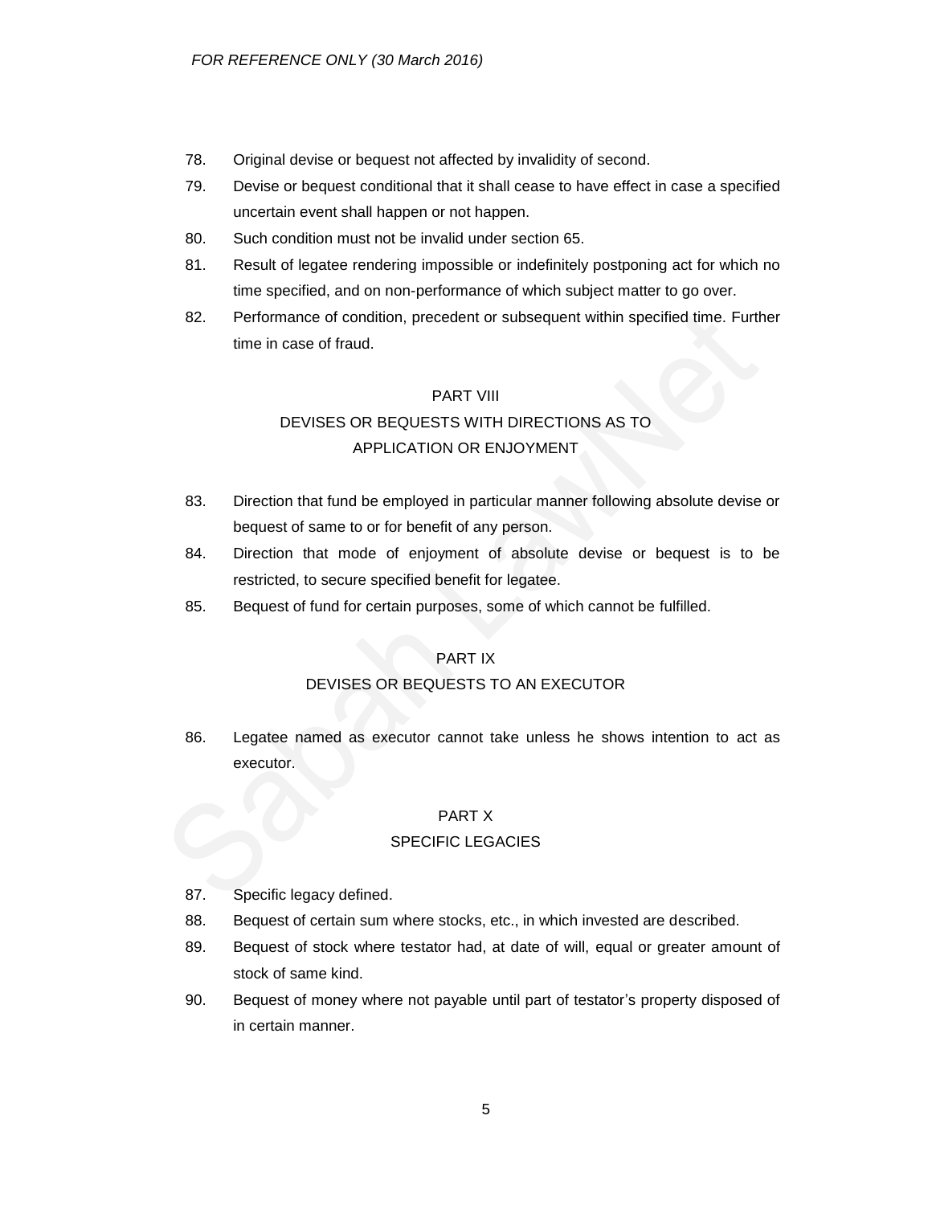78. Original devise or bequest not affected by invalidity of second.

79. Devise or bequest conditional that it shall cease to have effect in case a specified uncertain event shall happen or not happen.

80. Such condition must not be invalid under section 65.

81. Result of legatee rendering impossible or indefinitely postponing act for which no time specified, and on non-performance of which subject matter to go over.

82. Performance of condition, precedent or subsequent within specified time. Further time in case of fraud.

## PART VIII
## DEVISES OR BEQUESTS WITH DIRECTIONS AS TO APPLICATION OR ENJOYMENT

83. Direction that fund be employed in particular manner following absolute devise or bequest of same to or for benefit of any person.

84. Direction that mode of enjoyment of absolute devise or bequest is to be restricted, to secure specified benefit for legatee.

85. Bequest of fund for certain purposes, some of which cannot be fulfilled.

## PART IX
## DEVISES OR BEQUESTS TO AN EXECUTOR

86. Legatee named as executor cannot take unless he shows intention to act as executor.

## PART X
## SPECIFIC LEGACIES

87. Specific legacy defined.

88. Bequest of certain sum where stocks, etc., in which invested are described.

89. Bequest of stock where testator had, at date of will, equal or greater amount of stock of same kind.

90. Bequest of money where not payable until part of testator's property disposed of in certain manner.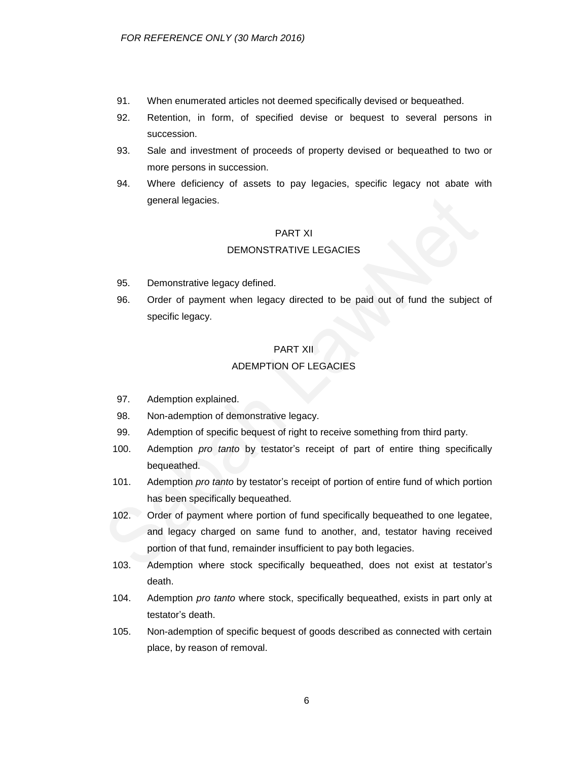91. When enumerated articles not deemed specifically devised or bequeathed.
92. Retention, in form, of specified devise or bequest to several persons in succession.
93. Sale and investment of proceeds of property devised or bequeathed to two or more persons in succession.
94. Where deficiency of assets to pay legacies, specific legacy not abate with general legacies.

## PART XI
## DEMONSTRATIVE LEGACIES

95. Demonstrative legacy defined.
96. Order of payment when legacy directed to be paid out of fund the subject of specific legacy.

## PART XII
## ADEMPTION OF LEGACIES

97. Ademption explained.
98. Non-ademption of demonstrative legacy.
99. Ademption of specific bequest of right to receive something from third party.
100. Ademption *pro tanto* by testator's receipt of part of entire thing specifically bequeathed.
101. Ademption *pro tanto* by testator's receipt of portion of entire fund of which portion has been specifically bequeathed.
102. Order of payment where portion of fund specifically bequeathed to one legatee, and legacy charged on same fund to another, and, testator having received portion of that fund, remainder insufficient to pay both legacies.
103. Ademption where stock specifically bequeathed, does not exist at testator's death.
104. Ademption *pro tanto* where stock, specifically bequeathed, exists in part only at testator's death.
105. Non-ademption of specific bequest of goods described as connected with certain place, by reason of removal.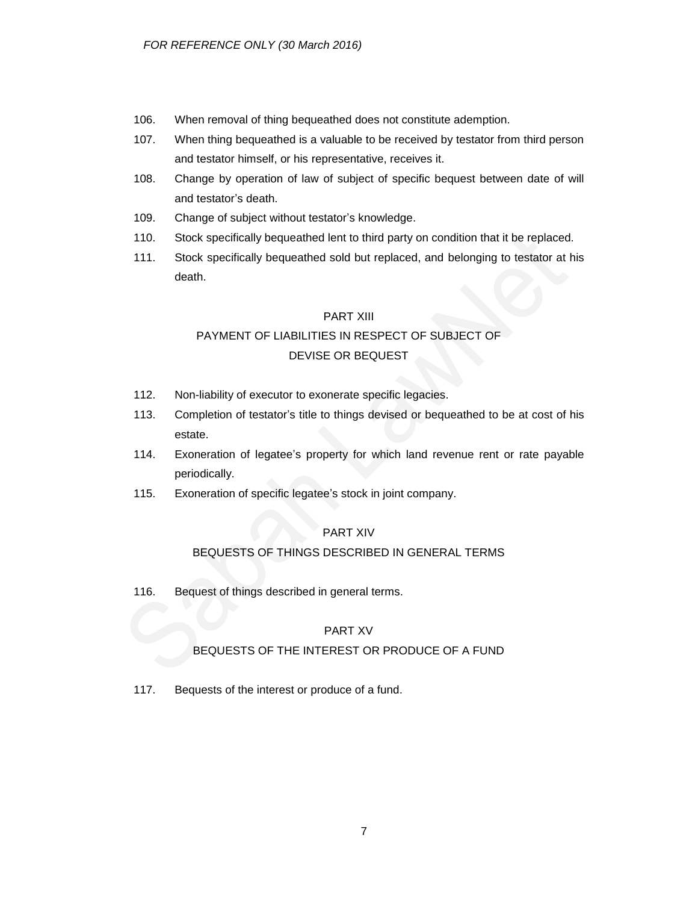106. When removal of thing bequeathed does not constitute ademption.

107. When thing bequeathed is a valuable to be received by testator from third person and testator himself, or his representative, receives it.

108. Change by operation of law of subject of specific bequest between date of will and testator's death.

109. Change of subject without testator's knowledge.

110. Stock specifically bequeathed lent to third party on condition that it be replaced.

111. Stock specifically bequeathed sold but replaced, and belonging to testator at his death.

## PART XIII

## PAYMENT OF LIABILITIES IN RESPECT OF SUBJECT OF DEVISE OR BEQUEST

112. Non-liability of executor to exonerate specific legacies.

113. Completion of testator's title to things devised or bequeathed to be at cost of his estate.

114. Exoneration of legatee's property for which land revenue rent or rate payable periodically.

115. Exoneration of specific legatee's stock in joint company.

## PART XIV

## BEQUESTS OF THINGS DESCRIBED IN GENERAL TERMS

116. Bequest of things described in general terms.

## PART XV

## BEQUESTS OF THE INTEREST OR PRODUCE OF A FUND

117. Bequests of the interest or produce of a fund.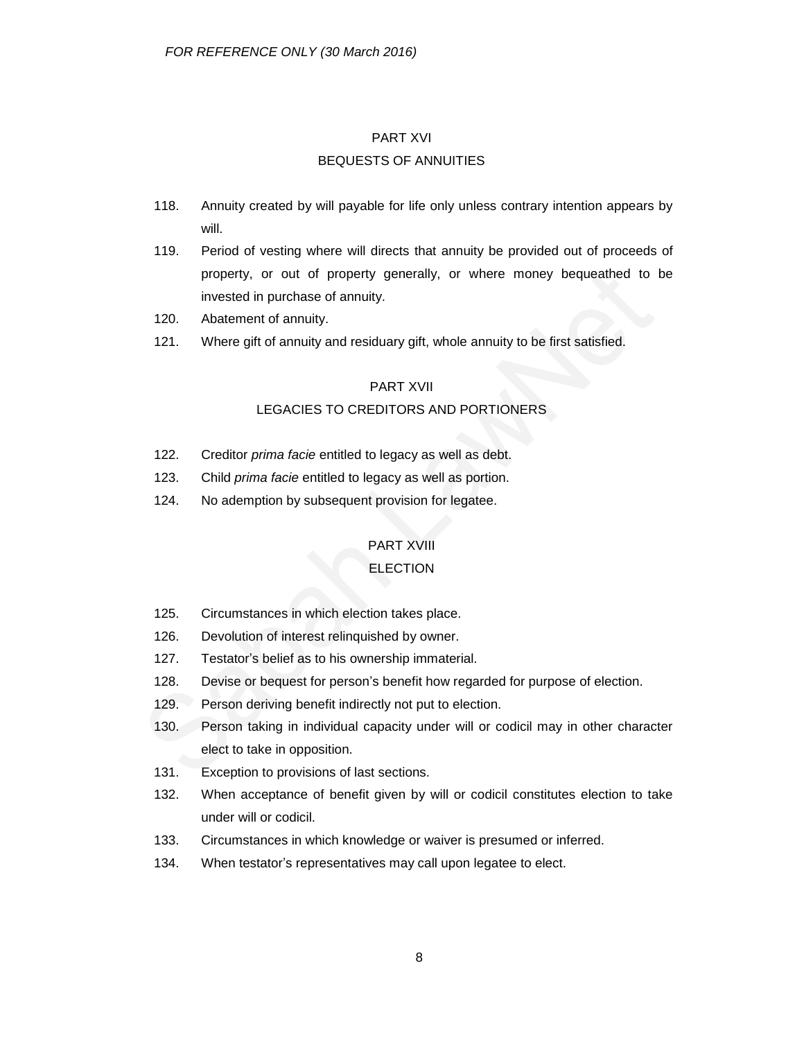## PART XVI

## BEQUESTS OF ANNUITIES

118. Annuity created by will payable for life only unless contrary intention appears by will.
119. Period of vesting where will directs that annuity be provided out of proceeds of property, or out of property generally, or where money bequeathed to be invested in purchase of annuity.
120. Abatement of annuity.
121. Where gift of annuity and residuary gift, whole annuity to be first satisfied.

## PART XVII

## LEGACIES TO CREDITORS AND PORTIONERS

122. Creditor *prima facie* entitled to legacy as well as debt.
123. Child *prima facie* entitled to legacy as well as portion.
124. No ademption by subsequent provision for legatee.

## PART XVIII

## ELECTION

125. Circumstances in which election takes place.
126. Devolution of interest relinquished by owner.
127. Testator's belief as to his ownership immaterial.
128. Devise or bequest for person's benefit how regarded for purpose of election.
129. Person deriving benefit indirectly not put to election.
130. Person taking in individual capacity under will or codicil may in other character elect to take in opposition.
131. Exception to provisions of last sections.
132. When acceptance of benefit given by will or codicil constitutes election to take under will or codicil.
133. Circumstances in which knowledge or waiver is presumed or inferred.
134. When testator's representatives may call upon legatee to elect.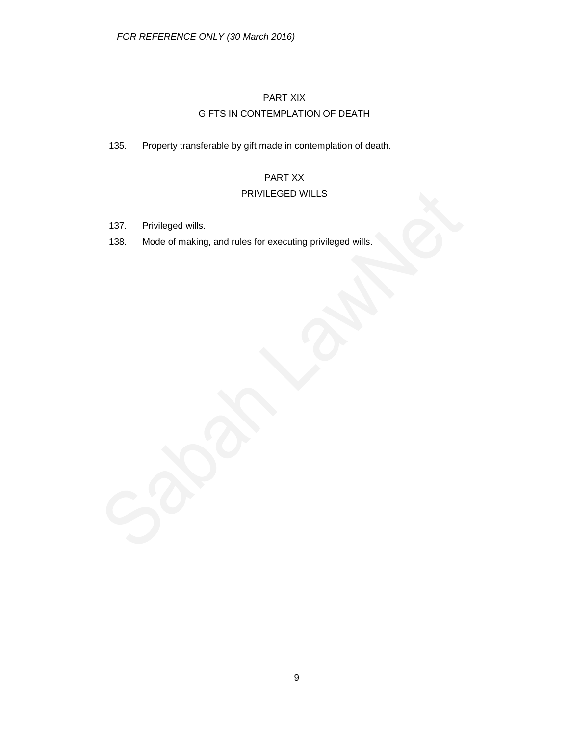## PART XIX
## GIFTS IN CONTEMPLATION OF DEATH

135. Property transferable by gift made in contemplation of death.

## PART XX
## PRIVILEGED WILLS

137. Privileged wills.

138. Mode of making, and rules for executing privileged wills.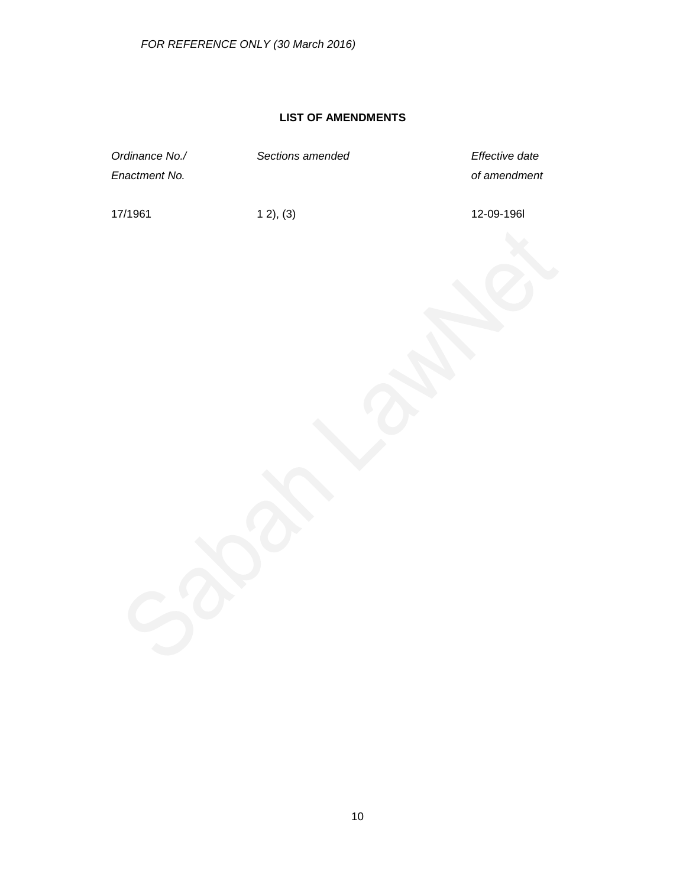**LIST OF AMENDMENTS**

| *Ordinance No./ Enactment No.* | *Sections amended* | *Effective date of amendment* |
|---|---|---|
| 17/1961 | 1 2), (3) | 12-09-196l |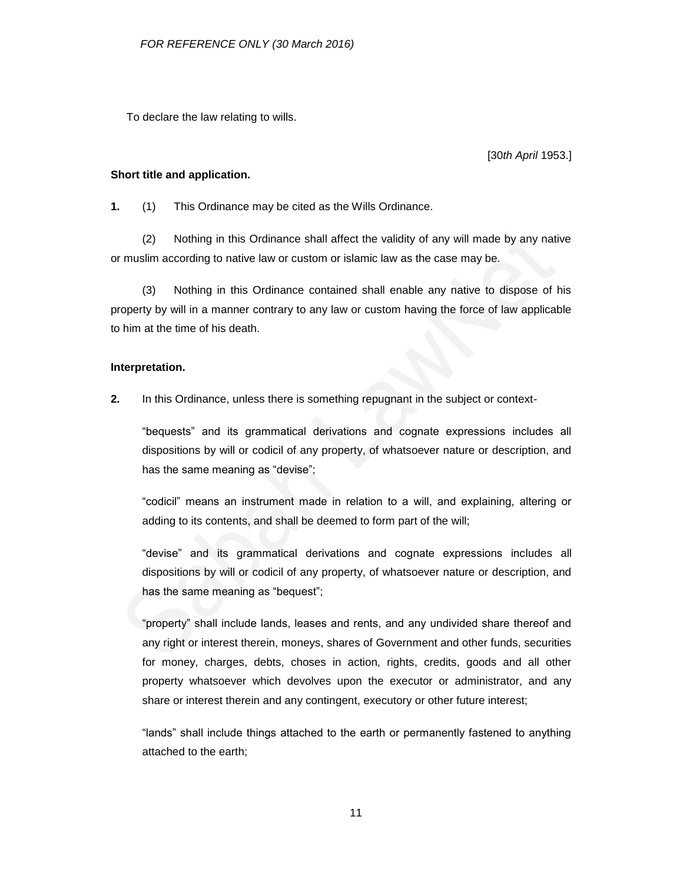To declare the law relating to wills.

[30*th April* 1953.]

**Short title and application.**

**1.** (1) This Ordinance may be cited as the Wills Ordinance.

(2) Nothing in this Ordinance shall affect the validity of any will made by any native or muslim according to native law or custom or islamic law as the case may be.

(3) Nothing in this Ordinance contained shall enable any native to dispose of his property by will in a manner contrary to any law or custom having the force of law applicable to him at the time of his death.

**Interpretation.**

**2.** In this Ordinance, unless there is something repugnant in the subject or context-

"bequests" and its grammatical derivations and cognate expressions includes all dispositions by will or codicil of any property, of whatsoever nature or description, and has the same meaning as "devise";

"codicil" means an instrument made in relation to a will, and explaining, altering or adding to its contents, and shall be deemed to form part of the will;

"devise" and its grammatical derivations and cognate expressions includes all dispositions by will or codicil of any property, of whatsoever nature or description, and has the same meaning as "bequest";

"property" shall include lands, leases and rents, and any undivided share thereof and any right or interest therein, moneys, shares of Government and other funds, securities for money, charges, debts, choses in action, rights, credits, goods and all other property whatsoever which devolves upon the executor or administrator, and any share or interest therein and any contingent, executory or other future interest;

"lands" shall include things attached to the earth or permanently fastened to anything attached to the earth;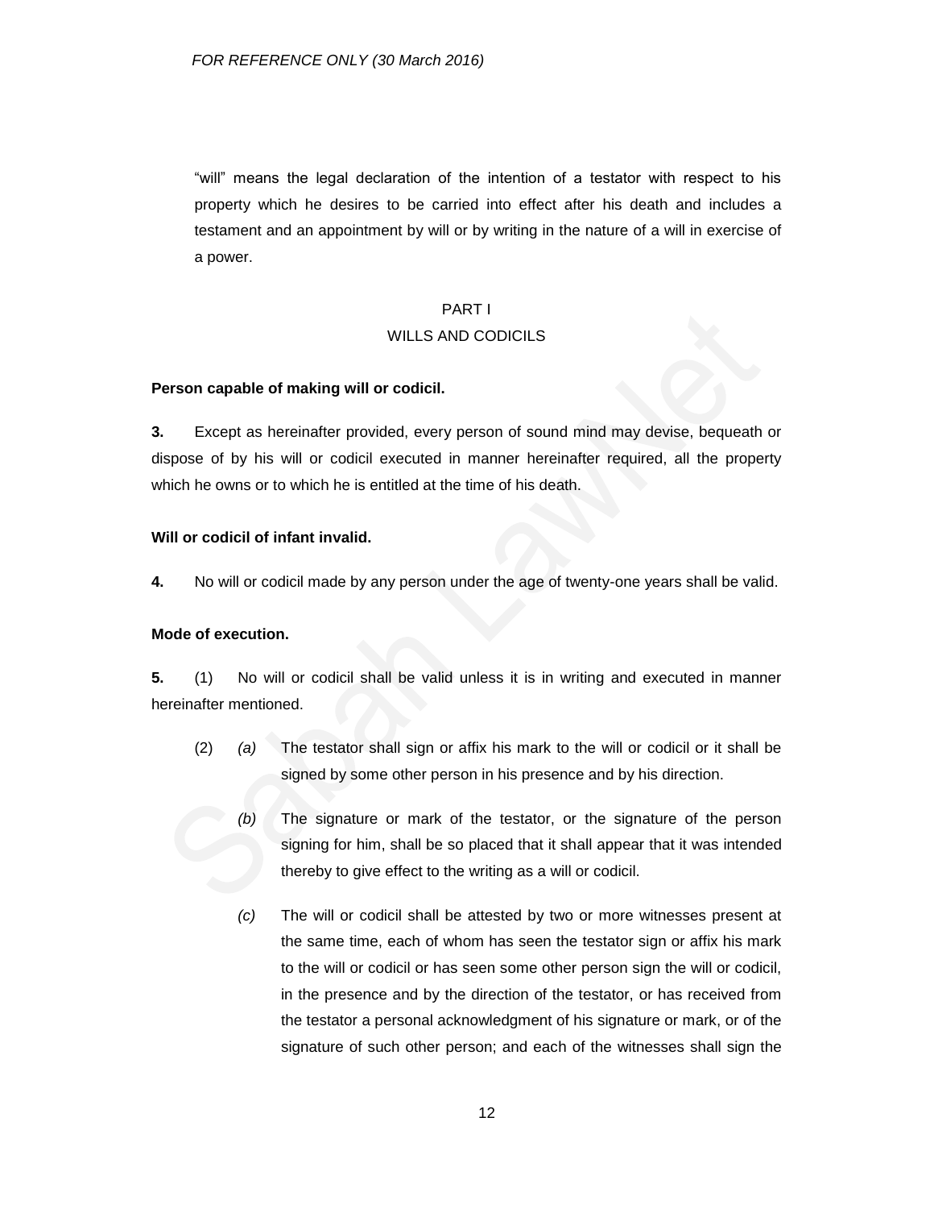"will" means the legal declaration of the intention of a testator with respect to his property which he desires to be carried into effect after his death and includes a testament and an appointment by will or by writing in the nature of a will in exercise of a power.

## PART I
## WILLS AND CODICILS

**Person capable of making will or codicil.**

**3.** Except as hereinafter provided, every person of sound mind may devise, bequeath or dispose of by his will or codicil executed in manner hereinafter required, all the property which he owns or to which he is entitled at the time of his death.

**Will or codicil of infant invalid.**

**4.** No will or codicil made by any person under the age of twenty-one years shall be valid.

**Mode of execution.**

**5.** (1) No will or codicil shall be valid unless it is in writing and executed in manner hereinafter mentioned.

(2) *(a)* The testator shall sign or affix his mark to the will or codicil or it shall be signed by some other person in his presence and by his direction.

*(b)* The signature or mark of the testator, or the signature of the person signing for him, shall be so placed that it shall appear that it was intended thereby to give effect to the writing as a will or codicil.

*(c)* The will or codicil shall be attested by two or more witnesses present at the same time, each of whom has seen the testator sign or affix his mark to the will or codicil or has seen some other person sign the will or codicil, in the presence and by the direction of the testator, or has received from the testator a personal acknowledgment of his signature or mark, or of the signature of such other person; and each of the witnesses shall sign the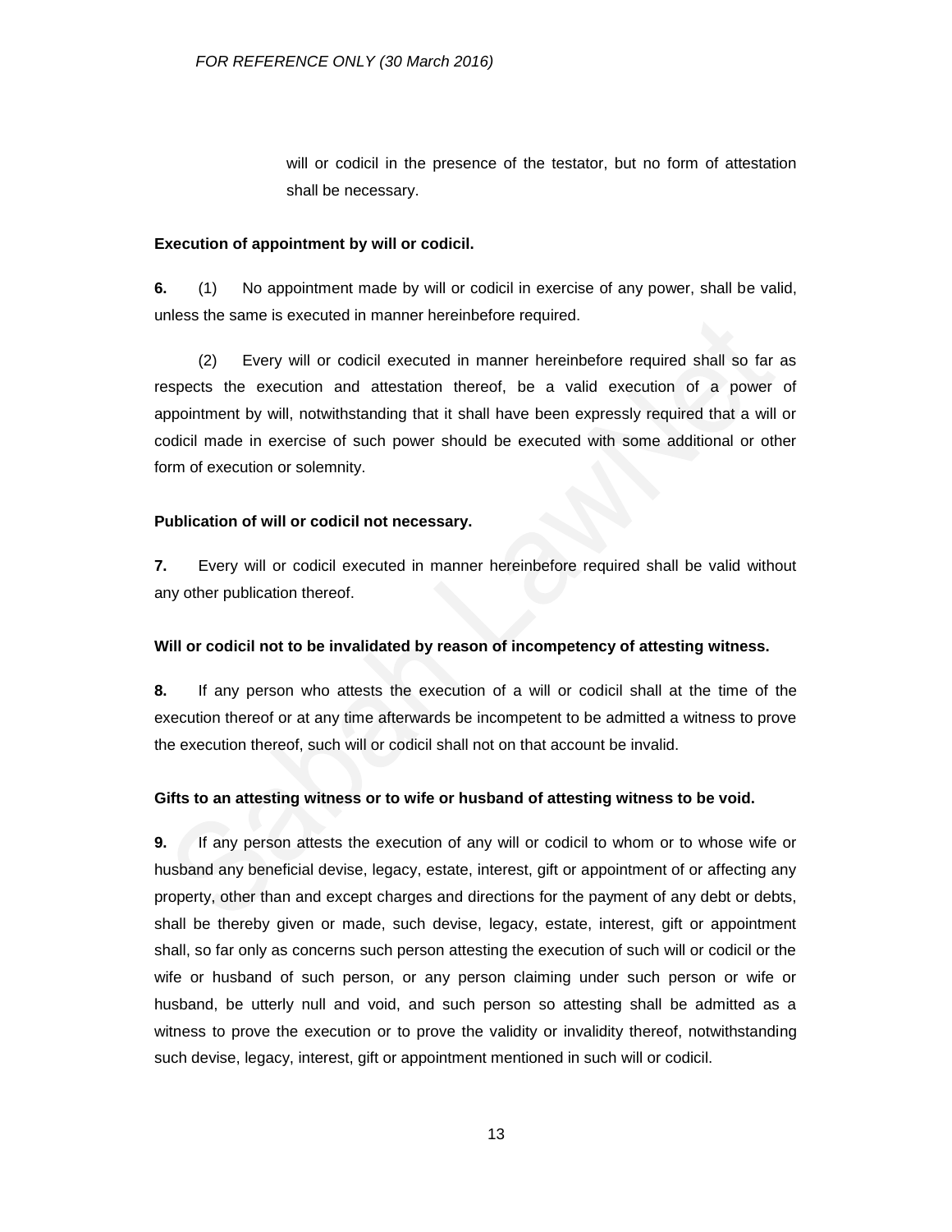will or codicil in the presence of the testator, but no form of attestation shall be necessary.

**Execution of appointment by will or codicil.**

**6.** (1) No appointment made by will or codicil in exercise of any power, shall be valid, unless the same is executed in manner hereinbefore required.

(2) Every will or codicil executed in manner hereinbefore required shall so far as respects the execution and attestation thereof, be a valid execution of a power of appointment by will, notwithstanding that it shall have been expressly required that a will or codicil made in exercise of such power should be executed with some additional or other form of execution or solemnity.

**Publication of will or codicil not necessary.**

**7.** Every will or codicil executed in manner hereinbefore required shall be valid without any other publication thereof.

**Will or codicil not to be invalidated by reason of incompetency of attesting witness.**

**8.** If any person who attests the execution of a will or codicil shall at the time of the execution thereof or at any time afterwards be incompetent to be admitted a witness to prove the execution thereof, such will or codicil shall not on that account be invalid.

**Gifts to an attesting witness or to wife or husband of attesting witness to be void.**

**9.** If any person attests the execution of any will or codicil to whom or to whose wife or husband any beneficial devise, legacy, estate, interest, gift or appointment of or affecting any property, other than and except charges and directions for the payment of any debt or debts, shall be thereby given or made, such devise, legacy, estate, interest, gift or appointment shall, so far only as concerns such person attesting the execution of such will or codicil or the wife or husband of such person, or any person claiming under such person or wife or husband, be utterly null and void, and such person so attesting shall be admitted as a witness to prove the execution or to prove the validity or invalidity thereof, notwithstanding such devise, legacy, interest, gift or appointment mentioned in such will or codicil.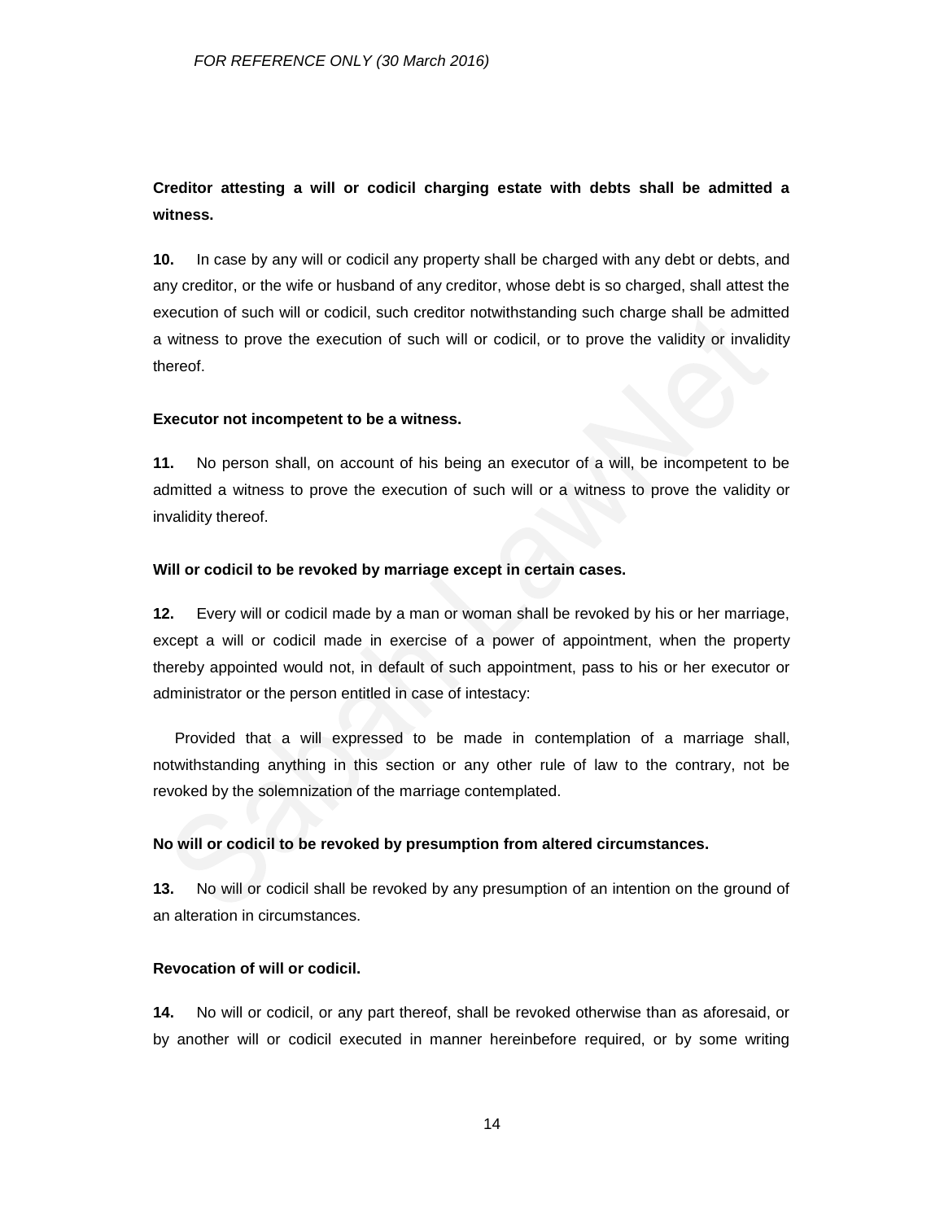**Creditor attesting a will or codicil charging estate with debts shall be admitted a witness.**

**10.** In case by any will or codicil any property shall be charged with any debt or debts, and any creditor, or the wife or husband of any creditor, whose debt is so charged, shall attest the execution of such will or codicil, such creditor notwithstanding such charge shall be admitted a witness to prove the execution of such will or codicil, or to prove the validity or invalidity thereof.

**Executor not incompetent to be a witness.**

**11.** No person shall, on account of his being an executor of a will, be incompetent to be admitted a witness to prove the execution of such will or a witness to prove the validity or invalidity thereof.

**Will or codicil to be revoked by marriage except in certain cases.**

**12.** Every will or codicil made by a man or woman shall be revoked by his or her marriage, except a will or codicil made in exercise of a power of appointment, when the property thereby appointed would not, in default of such appointment, pass to his or her executor or administrator or the person entitled in case of intestacy:

Provided that a will expressed to be made in contemplation of a marriage shall, notwithstanding anything in this section or any other rule of law to the contrary, not be revoked by the solemnization of the marriage contemplated.

**No will or codicil to be revoked by presumption from altered circumstances.**

**13.** No will or codicil shall be revoked by any presumption of an intention on the ground of an alteration in circumstances.

**Revocation of will or codicil.**

**14.** No will or codicil, or any part thereof, shall be revoked otherwise than as aforesaid, or by another will or codicil executed in manner hereinbefore required, or by some writing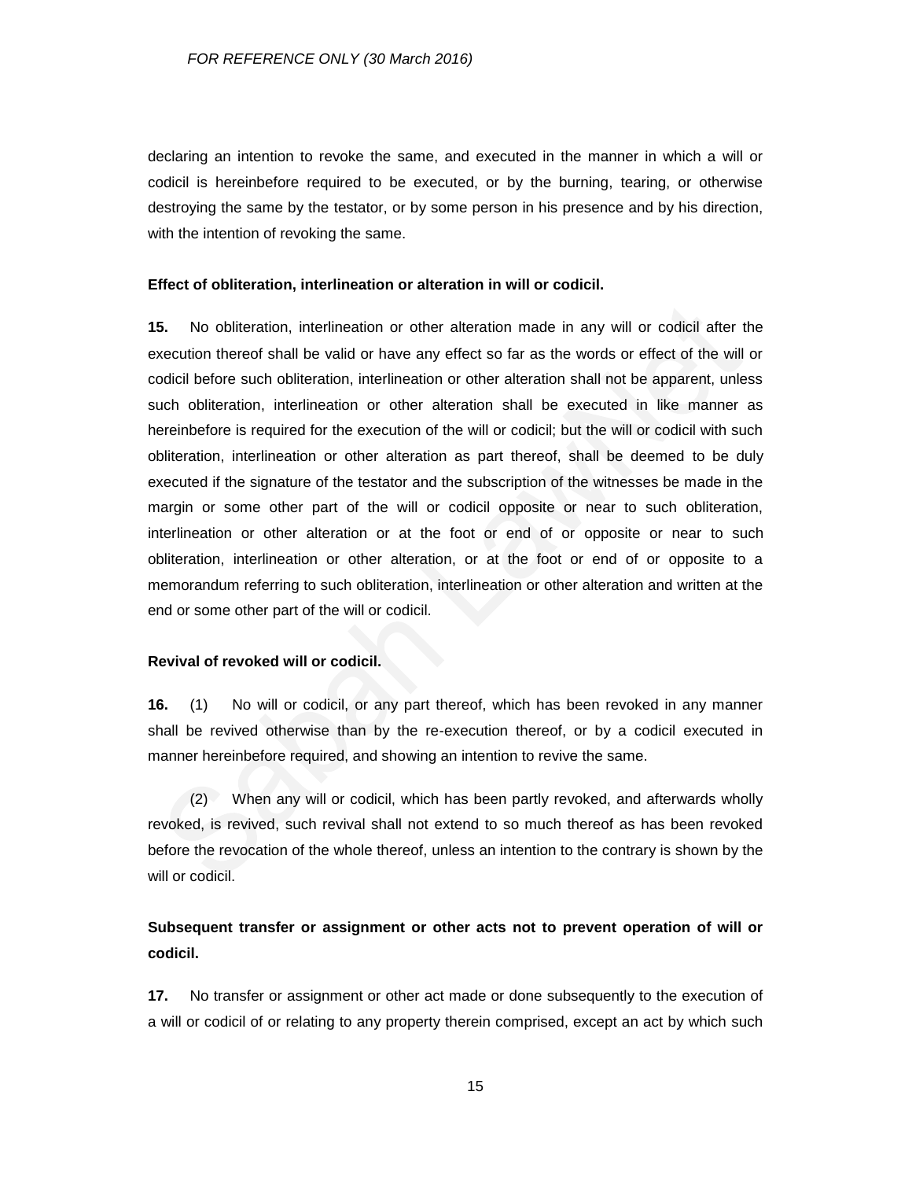declaring an intention to revoke the same, and executed in the manner in which a will or codicil is hereinbefore required to be executed, or by the burning, tearing, or otherwise destroying the same by the testator, or by some person in his presence and by his direction, with the intention of revoking the same.

**Effect of obliteration, interlineation or alteration in will or codicil.**

**15.** No obliteration, interlineation or other alteration made in any will or codicil after the execution thereof shall be valid or have any effect so far as the words or effect of the will or codicil before such obliteration, interlineation or other alteration shall not be apparent, unless such obliteration, interlineation or other alteration shall be executed in like manner as hereinbefore is required for the execution of the will or codicil; but the will or codicil with such obliteration, interlineation or other alteration as part thereof, shall be deemed to be duly executed if the signature of the testator and the subscription of the witnesses be made in the margin or some other part of the will or codicil opposite or near to such obliteration, interlineation or other alteration or at the foot or end of or opposite or near to such obliteration, interlineation or other alteration, or at the foot or end of or opposite to a memorandum referring to such obliteration, interlineation or other alteration and written at the end or some other part of the will or codicil.

**Revival of revoked will or codicil.**

**16.** (1) No will or codicil, or any part thereof, which has been revoked in any manner shall be revived otherwise than by the re-execution thereof, or by a codicil executed in manner hereinbefore required, and showing an intention to revive the same.

(2) When any will or codicil, which has been partly revoked, and afterwards wholly revoked, is revived, such revival shall not extend to so much thereof as has been revoked before the revocation of the whole thereof, unless an intention to the contrary is shown by the will or codicil.

**Subsequent transfer or assignment or other acts not to prevent operation of will or codicil.**

**17.** No transfer or assignment or other act made or done subsequently to the execution of a will or codicil of or relating to any property therein comprised, except an act by which such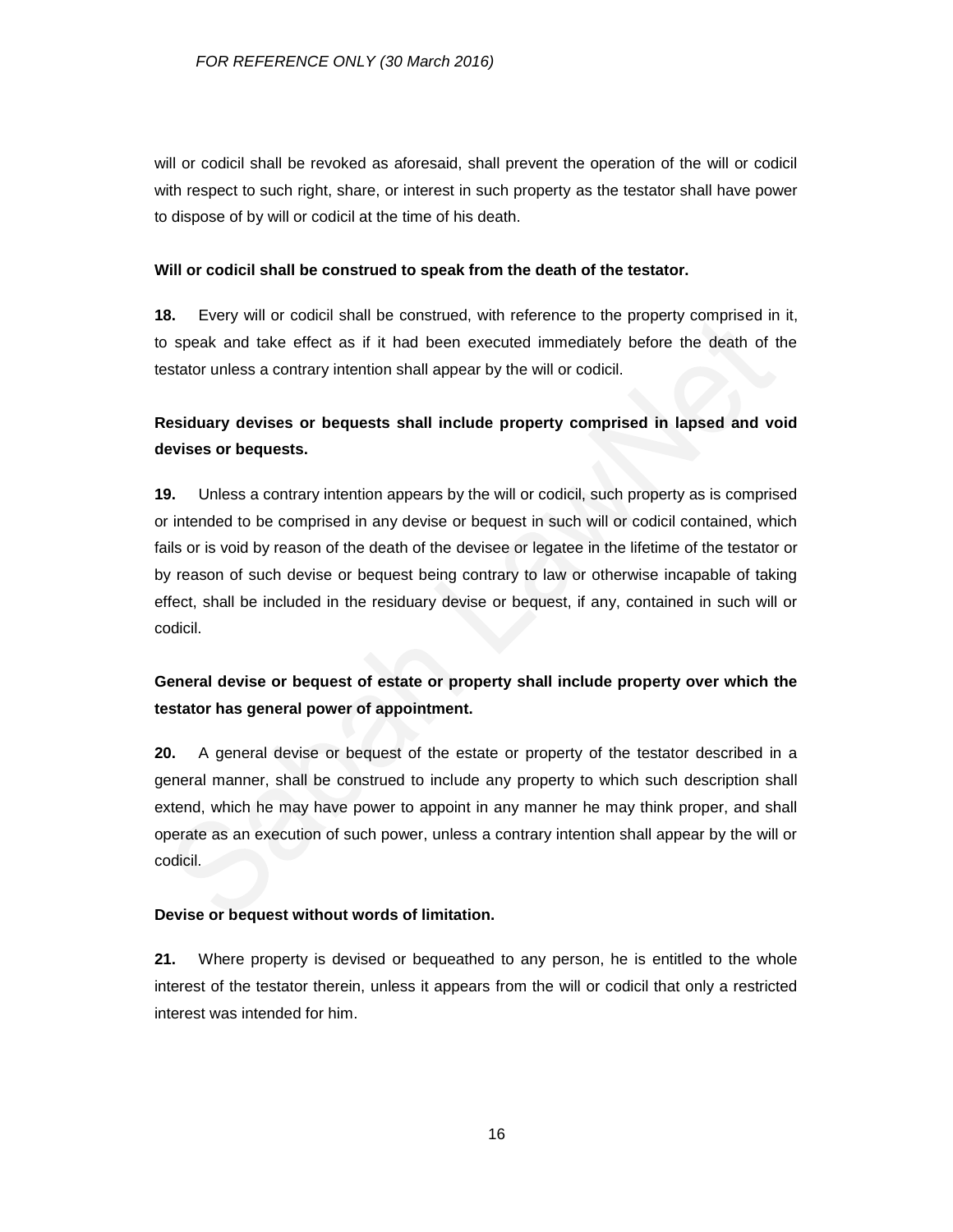will or codicil shall be revoked as aforesaid, shall prevent the operation of the will or codicil with respect to such right, share, or interest in such property as the testator shall have power to dispose of by will or codicil at the time of his death.

**Will or codicil shall be construed to speak from the death of the testator.**

**18.** Every will or codicil shall be construed, with reference to the property comprised in it, to speak and take effect as if it had been executed immediately before the death of the testator unless a contrary intention shall appear by the will or codicil.

**Residuary devises or bequests shall include property comprised in lapsed and void devises or bequests.**

**19.** Unless a contrary intention appears by the will or codicil, such property as is comprised or intended to be comprised in any devise or bequest in such will or codicil contained, which fails or is void by reason of the death of the devisee or legatee in the lifetime of the testator or by reason of such devise or bequest being contrary to law or otherwise incapable of taking effect, shall be included in the residuary devise or bequest, if any, contained in such will or codicil.

**General devise or bequest of estate or property shall include property over which the testator has general power of appointment.**

**20.** A general devise or bequest of the estate or property of the testator described in a general manner, shall be construed to include any property to which such description shall extend, which he may have power to appoint in any manner he may think proper, and shall operate as an execution of such power, unless a contrary intention shall appear by the will or codicil.

**Devise or bequest without words of limitation.**

**21.** Where property is devised or bequeathed to any person, he is entitled to the whole interest of the testator therein, unless it appears from the will or codicil that only a restricted interest was intended for him.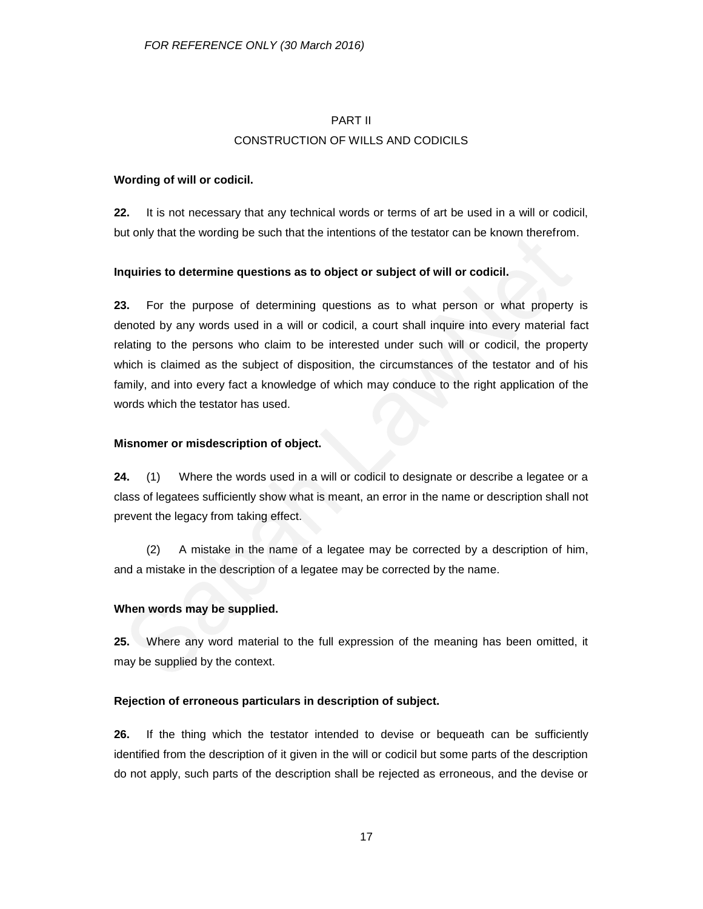## PART II

## CONSTRUCTION OF WILLS AND CODICILS

**Wording of will or codicil.**

**22.** It is not necessary that any technical words or terms of art be used in a will or codicil, but only that the wording be such that the intentions of the testator can be known therefrom.

**Inquiries to determine questions as to object or subject of will or codicil.**

**23.** For the purpose of determining questions as to what person or what property is denoted by any words used in a will or codicil, a court shall inquire into every material fact relating to the persons who claim to be interested under such will or codicil, the property which is claimed as the subject of disposition, the circumstances of the testator and of his family, and into every fact a knowledge of which may conduce to the right application of the words which the testator has used.

**Misnomer or misdescription of object.**

**24.** (1) Where the words used in a will or codicil to designate or describe a legatee or a class of legatees sufficiently show what is meant, an error in the name or description shall not prevent the legacy from taking effect.

(2) A mistake in the name of a legatee may be corrected by a description of him, and a mistake in the description of a legatee may be corrected by the name.

**When words may be supplied.**

**25.** Where any word material to the full expression of the meaning has been omitted, it may be supplied by the context.

**Rejection of erroneous particulars in description of subject.**

**26.** If the thing which the testator intended to devise or bequeath can be sufficiently identified from the description of it given in the will or codicil but some parts of the description do not apply, such parts of the description shall be rejected as erroneous, and the devise or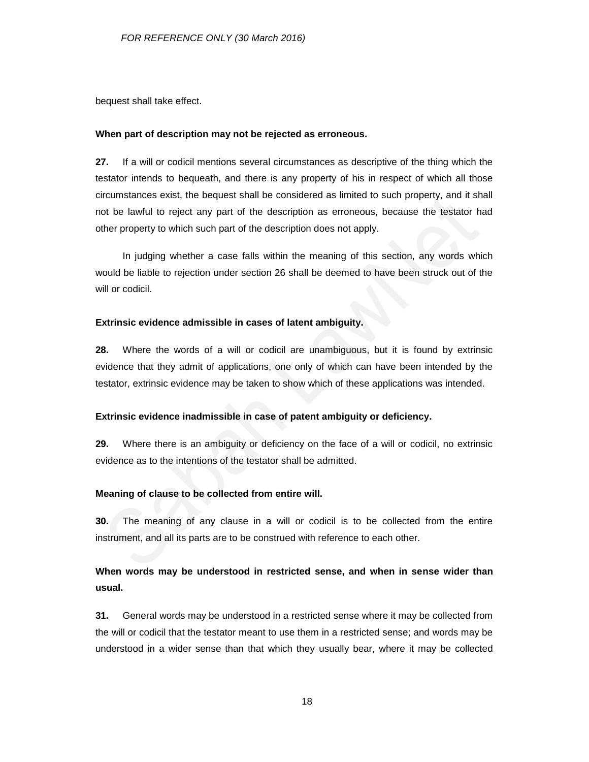bequest shall take effect.

**When part of description may not be rejected as erroneous.**

**27.** If a will or codicil mentions several circumstances as descriptive of the thing which the testator intends to bequeath, and there is any property of his in respect of which all those circumstances exist, the bequest shall be considered as limited to such property, and it shall not be lawful to reject any part of the description as erroneous, because the testator had other property to which such part of the description does not apply.

In judging whether a case falls within the meaning of this section, any words which would be liable to rejection under section 26 shall be deemed to have been struck out of the will or codicil.

**Extrinsic evidence admissible in cases of latent ambiguity.**

**28.** Where the words of a will or codicil are unambiguous, but it is found by extrinsic evidence that they admit of applications, one only of which can have been intended by the testator, extrinsic evidence may be taken to show which of these applications was intended.

**Extrinsic evidence inadmissible in case of patent ambiguity or deficiency.**

**29.** Where there is an ambiguity or deficiency on the face of a will or codicil, no extrinsic evidence as to the intentions of the testator shall be admitted.

**Meaning of clause to be collected from entire will.**

**30.** The meaning of any clause in a will or codicil is to be collected from the entire instrument, and all its parts are to be construed with reference to each other.

**When words may be understood in restricted sense, and when in sense wider than usual.**

**31.** General words may be understood in a restricted sense where it may be collected from the will or codicil that the testator meant to use them in a restricted sense; and words may be understood in a wider sense than that which they usually bear, where it may be collected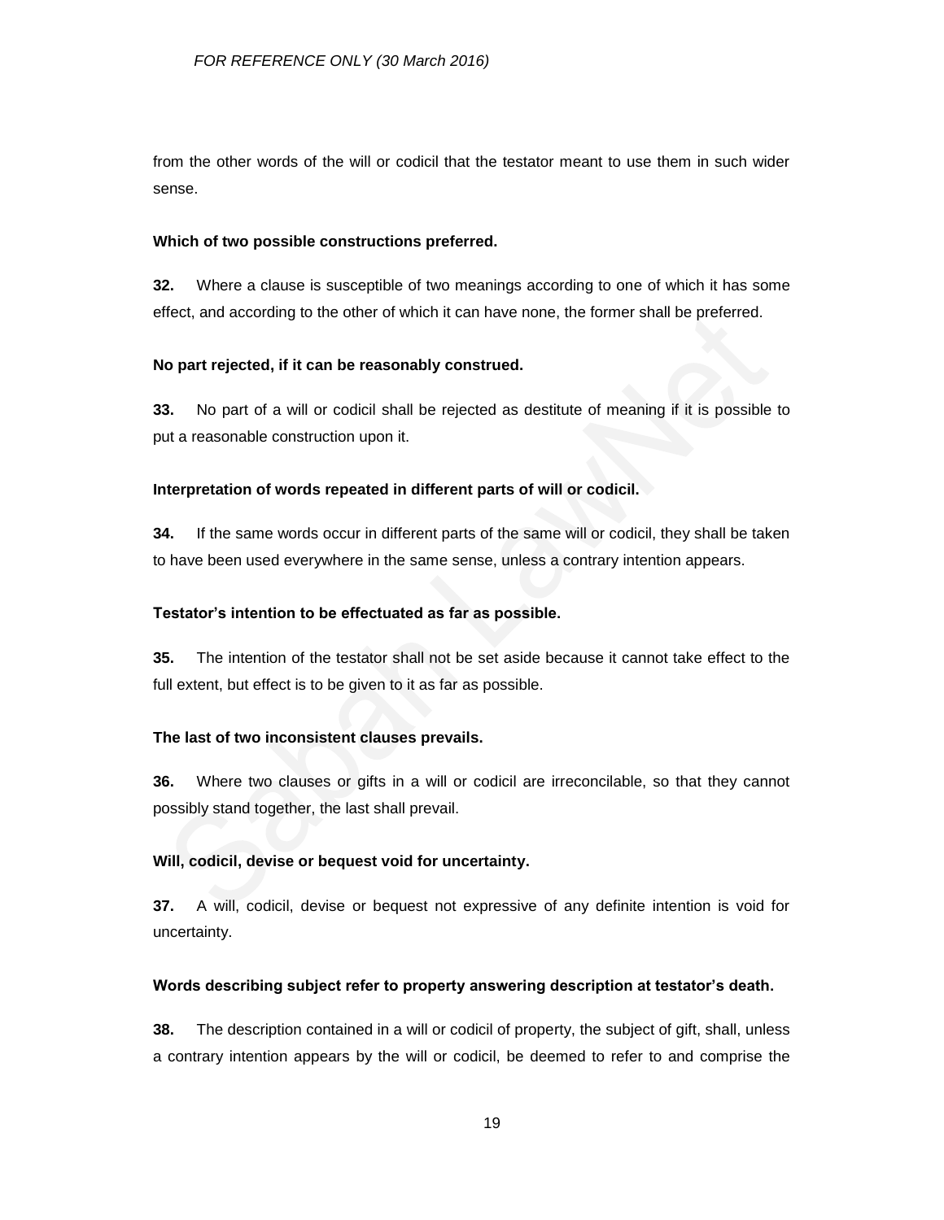from the other words of the will or codicil that the testator meant to use them in such wider sense.

**Which of two possible constructions preferred.**

**32.** Where a clause is susceptible of two meanings according to one of which it has some effect, and according to the other of which it can have none, the former shall be preferred.

**No part rejected, if it can be reasonably construed.**

**33.** No part of a will or codicil shall be rejected as destitute of meaning if it is possible to put a reasonable construction upon it.

**Interpretation of words repeated in different parts of will or codicil.**

**34.** If the same words occur in different parts of the same will or codicil, they shall be taken to have been used everywhere in the same sense, unless a contrary intention appears.

**Testator's intention to be effectuated as far as possible.**

**35.** The intention of the testator shall not be set aside because it cannot take effect to the full extent, but effect is to be given to it as far as possible.

**The last of two inconsistent clauses prevails.**

**36.** Where two clauses or gifts in a will or codicil are irreconcilable, so that they cannot possibly stand together, the last shall prevail.

**Will, codicil, devise or bequest void for uncertainty.**

**37.** A will, codicil, devise or bequest not expressive of any definite intention is void for uncertainty.

**Words describing subject refer to property answering description at testator's death.**

**38.** The description contained in a will or codicil of property, the subject of gift, shall, unless a contrary intention appears by the will or codicil, be deemed to refer to and comprise the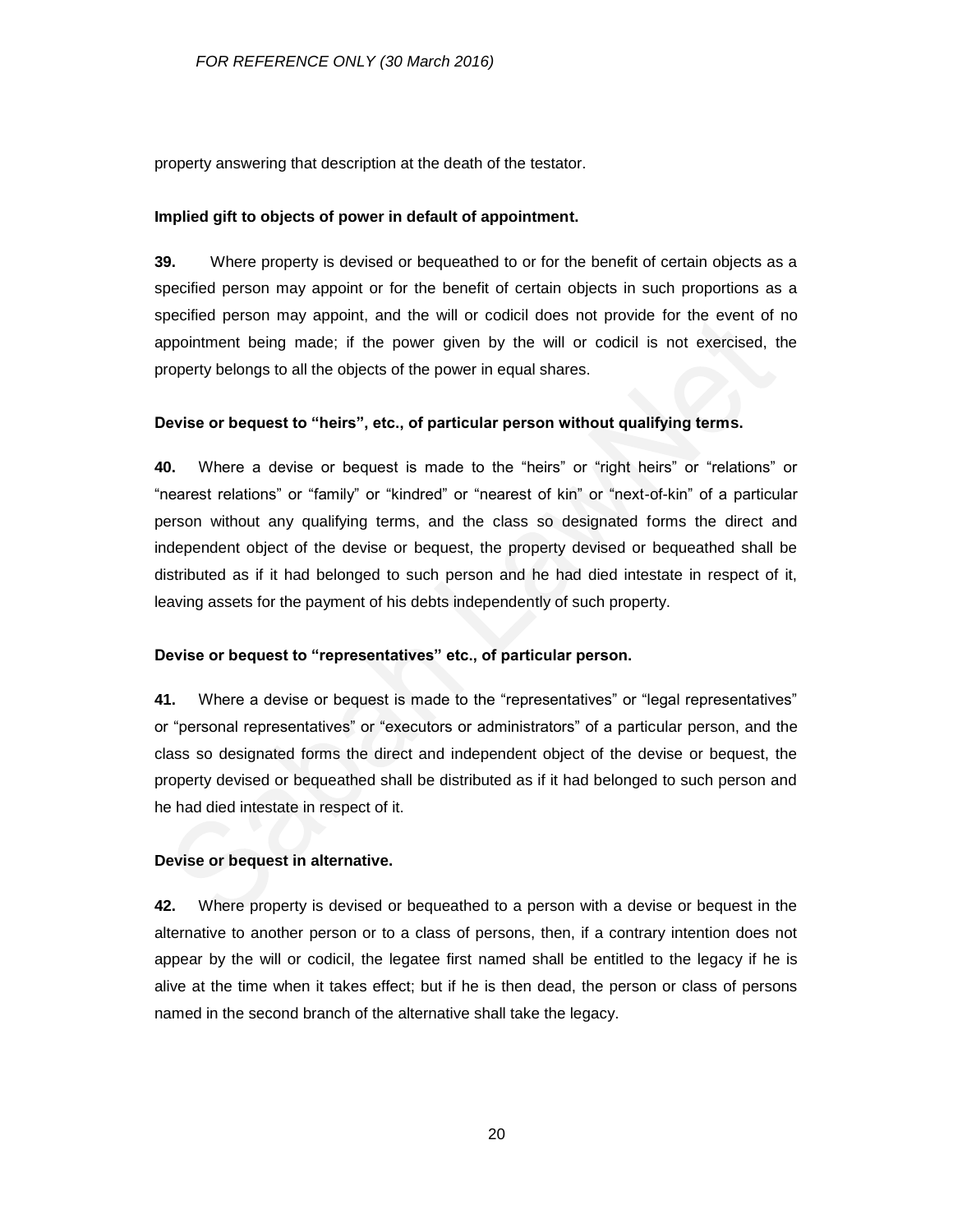property answering that description at the death of the testator.

**Implied gift to objects of power in default of appointment.**

**39.** Where property is devised or bequeathed to or for the benefit of certain objects as a specified person may appoint or for the benefit of certain objects in such proportions as a specified person may appoint, and the will or codicil does not provide for the event of no appointment being made; if the power given by the will or codicil is not exercised, the property belongs to all the objects of the power in equal shares.

**Devise or bequest to "heirs", etc., of particular person without qualifying terms.**

**40.** Where a devise or bequest is made to the "heirs" or "right heirs" or "relations" or "nearest relations" or "family" or "kindred" or "nearest of kin" or "next-of-kin" of a particular person without any qualifying terms, and the class so designated forms the direct and independent object of the devise or bequest, the property devised or bequeathed shall be distributed as if it had belonged to such person and he had died intestate in respect of it, leaving assets for the payment of his debts independently of such property.

**Devise or bequest to "representatives" etc., of particular person.**

**41.** Where a devise or bequest is made to the "representatives" or "legal representatives" or "personal representatives" or "executors or administrators" of a particular person, and the class so designated forms the direct and independent object of the devise or bequest, the property devised or bequeathed shall be distributed as if it had belonged to such person and he had died intestate in respect of it.

**Devise or bequest in alternative.**

**42.** Where property is devised or bequeathed to a person with a devise or bequest in the alternative to another person or to a class of persons, then, if a contrary intention does not appear by the will or codicil, the legatee first named shall be entitled to the legacy if he is alive at the time when it takes effect; but if he is then dead, the person or class of persons named in the second branch of the alternative shall take the legacy.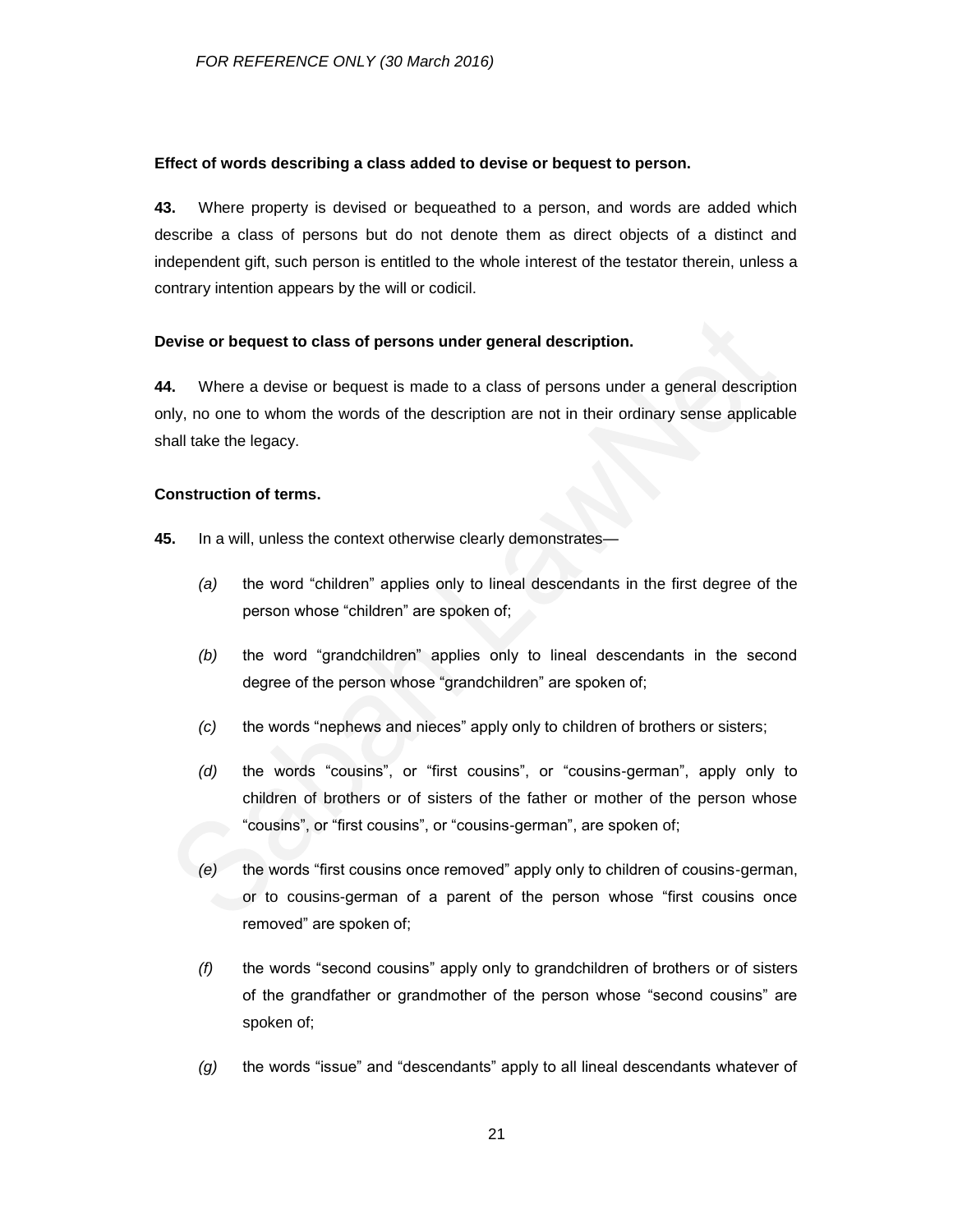**Effect of words describing a class added to devise or bequest to person.**

**43.** Where property is devised or bequeathed to a person, and words are added which describe a class of persons but do not denote them as direct objects of a distinct and independent gift, such person is entitled to the whole interest of the testator therein, unless a contrary intention appears by the will or codicil.

**Devise or bequest to class of persons under general description.**

**44.** Where a devise or bequest is made to a class of persons under a general description only, no one to whom the words of the description are not in their ordinary sense applicable shall take the legacy.

**Construction of terms.**

**45.** In a will, unless the context otherwise clearly demonstrates—

*(a)* the word “children” applies only to lineal descendants in the first degree of the person whose “children” are spoken of;

*(b)* the word “grandchildren” applies only to lineal descendants in the second degree of the person whose “grandchildren” are spoken of;

*(c)* the words “nephews and nieces” apply only to children of brothers or sisters;

*(d)* the words “cousins”, or “first cousins”, or “cousins-german”, apply only to children of brothers or of sisters of the father or mother of the person whose “cousins”, or “first cousins”, or “cousins-german”, are spoken of;

*(e)* the words “first cousins once removed” apply only to children of cousins-german, or to cousins-german of a parent of the person whose “first cousins once removed” are spoken of;

*(f)* the words “second cousins” apply only to grandchildren of brothers or of sisters of the grandfather or grandmother of the person whose “second cousins” are spoken of;

*(g)* the words “issue” and “descendants” apply to all lineal descendants whatever of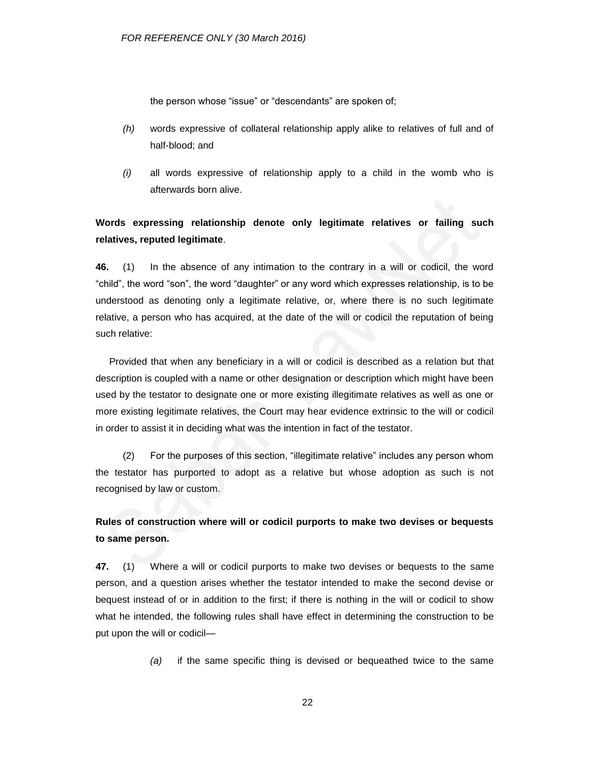the person whose "issue" or "descendants" are spoken of;

*(h)* words expressive of collateral relationship apply alike to relatives of full and of half-blood; and

*(i)* all words expressive of relationship apply to a child in the womb who is afterwards born alive.

**Words expressing relationship denote only legitimate relatives or failing such relatives, reputed legitimate**.

**46.** (1) In the absence of any intimation to the contrary in a will or codicil, the word "child", the word "son", the word "daughter" or any word which expresses relationship, is to be understood as denoting only a legitimate relative, or, where there is no such legitimate relative, a person who has acquired, at the date of the will or codicil the reputation of being such relative:

Provided that when any beneficiary in a will or codicil is described as a relation but that description is coupled with a name or other designation or description which might have been used by the testator to designate one or more existing illegitimate relatives as well as one or more existing legitimate relatives, the Court may hear evidence extrinsic to the will or codicil in order to assist it in deciding what was the intention in fact of the testator.

(2) For the purposes of this section, "illegitimate relative" includes any person whom the testator has purported to adopt as a relative but whose adoption as such is not recognised by law or custom.

**Rules of construction where will or codicil purports to make two devises or bequests to same person.**

**47.** (1) Where a will or codicil purports to make two devises or bequests to the same person, and a question arises whether the testator intended to make the second devise or bequest instead of or in addition to the first; if there is nothing in the will or codicil to show what he intended, the following rules shall have effect in determining the construction to be put upon the will or codicil—

*(a)* if the same specific thing is devised or bequeathed twice to the same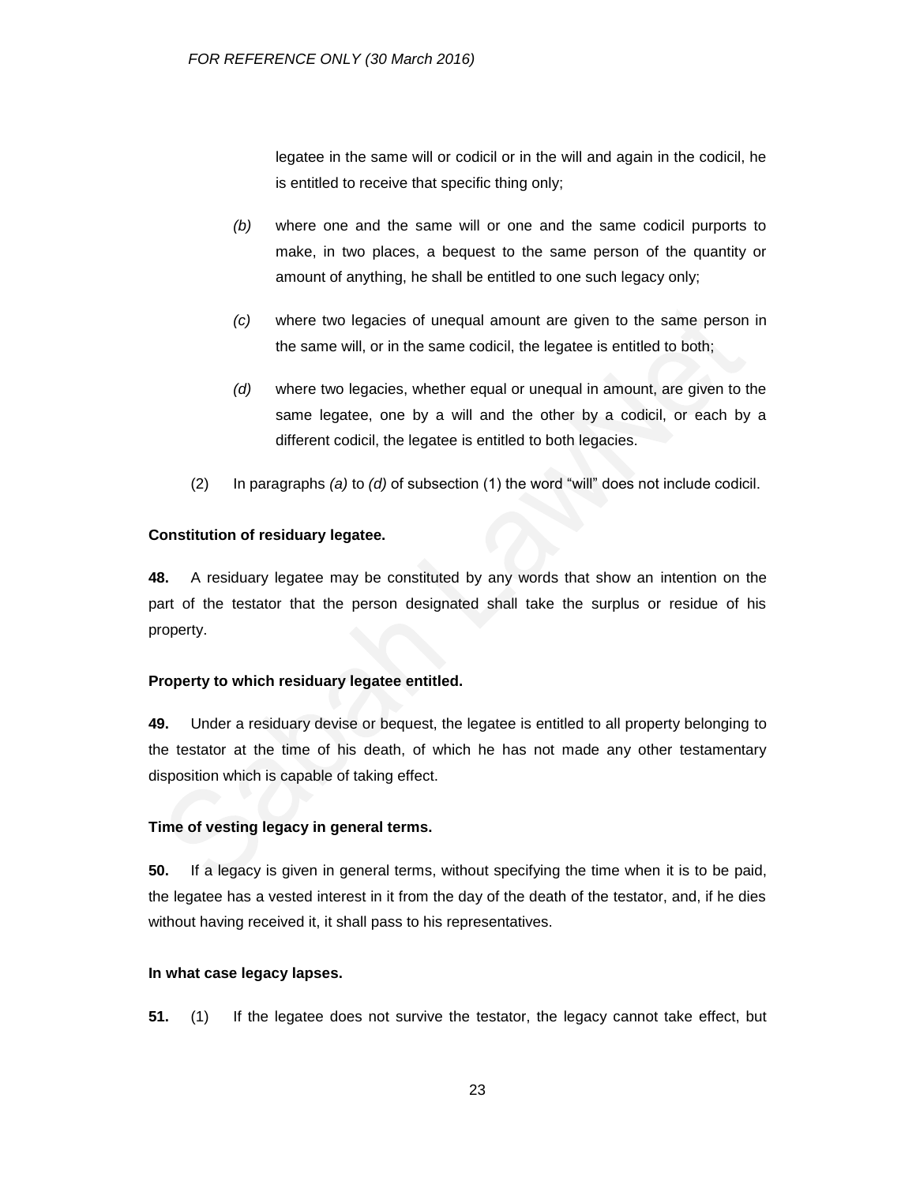legatee in the same will or codicil or in the will and again in the codicil, he is entitled to receive that specific thing only;

*(b)* where one and the same will or one and the same codicil purports to make, in two places, a bequest to the same person of the quantity or amount of anything, he shall be entitled to one such legacy only;

*(c)* where two legacies of unequal amount are given to the same person in the same will, or in the same codicil, the legatee is entitled to both;

*(d)* where two legacies, whether equal or unequal in amount, are given to the same legatee, one by a will and the other by a codicil, or each by a different codicil, the legatee is entitled to both legacies.

(2) In paragraphs *(a)* to *(d)* of subsection (1) the word "will" does not include codicil.

**Constitution of residuary legatee.**

**48.** A residuary legatee may be constituted by any words that show an intention on the part of the testator that the person designated shall take the surplus or residue of his property.

**Property to which residuary legatee entitled.**

**49.** Under a residuary devise or bequest, the legatee is entitled to all property belonging to the testator at the time of his death, of which he has not made any other testamentary disposition which is capable of taking effect.

**Time of vesting legacy in general terms.**

**50.** If a legacy is given in general terms, without specifying the time when it is to be paid, the legatee has a vested interest in it from the day of the death of the testator, and, if he dies without having received it, it shall pass to his representatives.

**In what case legacy lapses.**

**51.** (1) If the legatee does not survive the testator, the legacy cannot take effect, but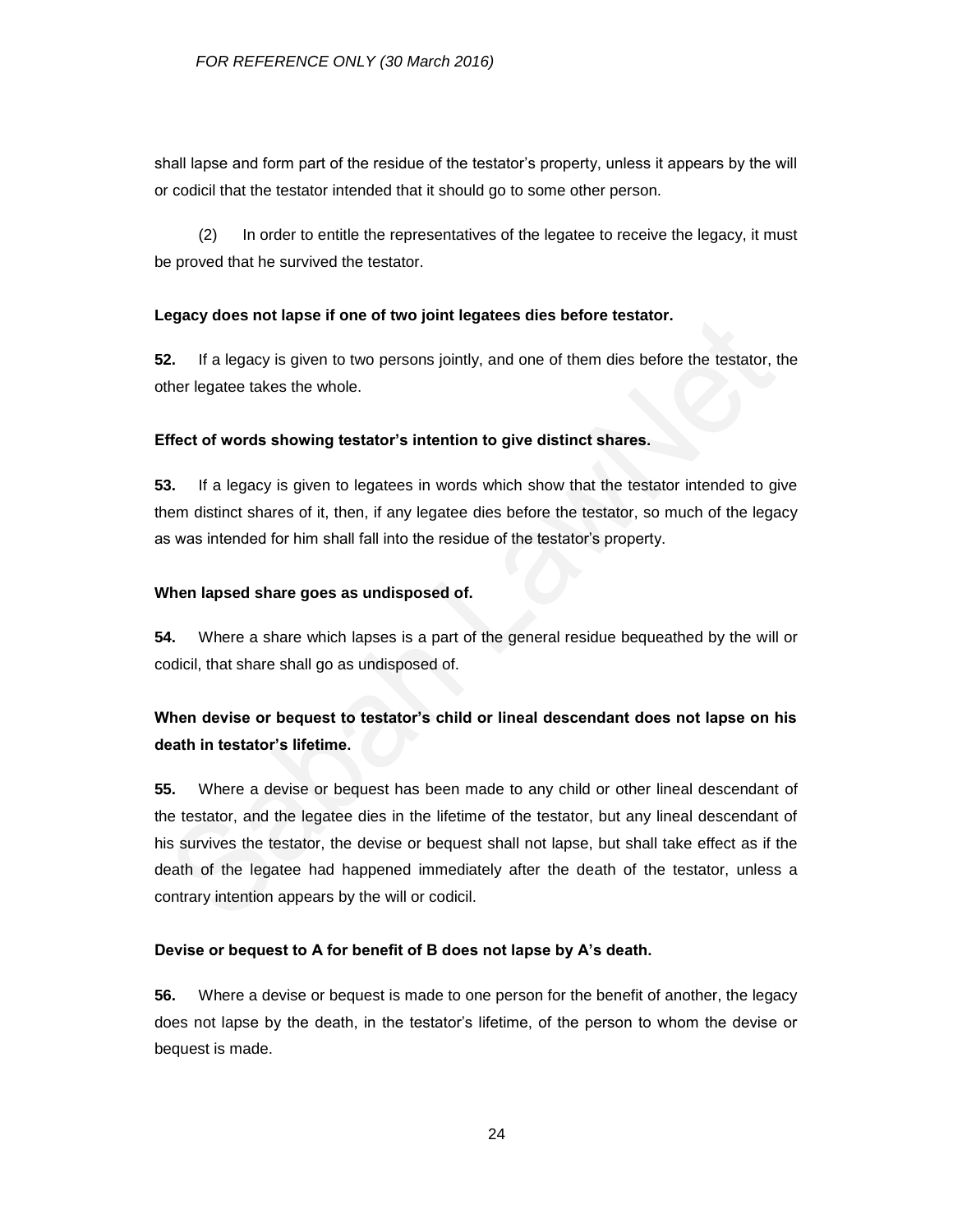shall lapse and form part of the residue of the testator's property, unless it appears by the will or codicil that the testator intended that it should go to some other person.

(2) In order to entitle the representatives of the legatee to receive the legacy, it must be proved that he survived the testator.

**Legacy does not lapse if one of two joint legatees dies before testator.**

**52.** If a legacy is given to two persons jointly, and one of them dies before the testator, the other legatee takes the whole.

**Effect of words showing testator's intention to give distinct shares.**

**53.** If a legacy is given to legatees in words which show that the testator intended to give them distinct shares of it, then, if any legatee dies before the testator, so much of the legacy as was intended for him shall fall into the residue of the testator's property.

**When lapsed share goes as undisposed of.**

**54.** Where a share which lapses is a part of the general residue bequeathed by the will or codicil, that share shall go as undisposed of.

**When devise or bequest to testator's child or lineal descendant does not lapse on his death in testator's lifetime.**

**55.** Where a devise or bequest has been made to any child or other lineal descendant of the testator, and the legatee dies in the lifetime of the testator, but any lineal descendant of his survives the testator, the devise or bequest shall not lapse, but shall take effect as if the death of the legatee had happened immediately after the death of the testator, unless a contrary intention appears by the will or codicil.

**Devise or bequest to A for benefit of B does not lapse by A's death.**

**56.** Where a devise or bequest is made to one person for the benefit of another, the legacy does not lapse by the death, in the testator's lifetime, of the person to whom the devise or bequest is made.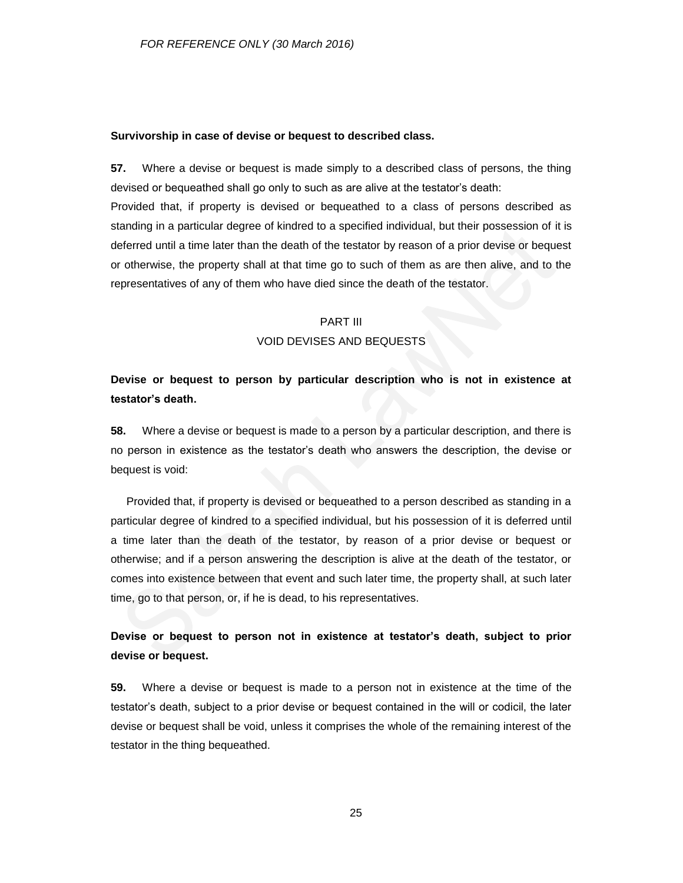**Survivorship in case of devise or bequest to described class.**

**57.** Where a devise or bequest is made simply to a described class of persons, the thing devised or bequeathed shall go only to such as are alive at the testator's death:

Provided that, if property is devised or bequeathed to a class of persons described as standing in a particular degree of kindred to a specified individual, but their possession of it is deferred until a time later than the death of the testator by reason of a prior devise or bequest or otherwise, the property shall at that time go to such of them as are then alive, and to the representatives of any of them who have died since the death of the testator.

## PART III
## VOID DEVISES AND BEQUESTS

**Devise or bequest to person by particular description who is not in existence at testator's death.**

**58.** Where a devise or bequest is made to a person by a particular description, and there is no person in existence as the testator's death who answers the description, the devise or bequest is void:

Provided that, if property is devised or bequeathed to a person described as standing in a particular degree of kindred to a specified individual, but his possession of it is deferred until a time later than the death of the testator, by reason of a prior devise or bequest or otherwise; and if a person answering the description is alive at the death of the testator, or comes into existence between that event and such later time, the property shall, at such later time, go to that person, or, if he is dead, to his representatives.

**Devise or bequest to person not in existence at testator's death, subject to prior devise or bequest.**

**59.** Where a devise or bequest is made to a person not in existence at the time of the testator's death, subject to a prior devise or bequest contained in the will or codicil, the later devise or bequest shall be void, unless it comprises the whole of the remaining interest of the testator in the thing bequeathed.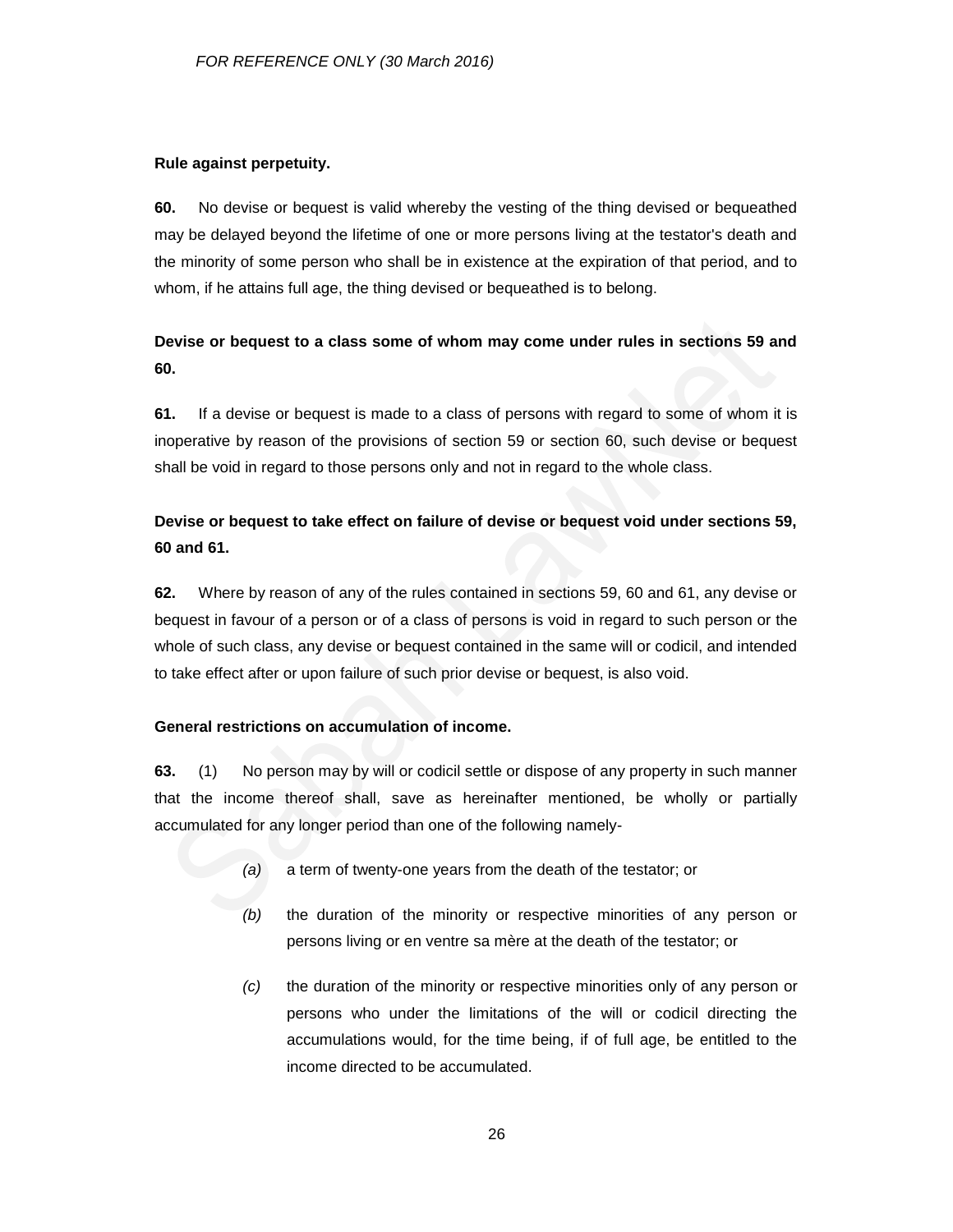**Rule against perpetuity.**

**60.** No devise or bequest is valid whereby the vesting of the thing devised or bequeathed may be delayed beyond the lifetime of one or more persons living at the testator's death and the minority of some person who shall be in existence at the expiration of that period, and to whom, if he attains full age, the thing devised or bequeathed is to belong.

**Devise or bequest to a class some of whom may come under rules in sections 59 and 60.**

**61.** If a devise or bequest is made to a class of persons with regard to some of whom it is inoperative by reason of the provisions of section 59 or section 60, such devise or bequest shall be void in regard to those persons only and not in regard to the whole class.

**Devise or bequest to take effect on failure of devise or bequest void under sections 59, 60 and 61.**

**62.** Where by reason of any of the rules contained in sections 59, 60 and 61, any devise or bequest in favour of a person or of a class of persons is void in regard to such person or the whole of such class, any devise or bequest contained in the same will or codicil, and intended to take effect after or upon failure of such prior devise or bequest, is also void.

**General restrictions on accumulation of income.**

**63.** (1) No person may by will or codicil settle or dispose of any property in such manner that the income thereof shall, save as hereinafter mentioned, be wholly or partially accumulated for any longer period than one of the following namely-

*(a)* a term of twenty-one years from the death of the testator; or

*(b)* the duration of the minority or respective minorities of any person or persons living or en ventre sa mère at the death of the testator; or

*(c)* the duration of the minority or respective minorities only of any person or persons who under the limitations of the will or codicil directing the accumulations would, for the time being, if of full age, be entitled to the income directed to be accumulated.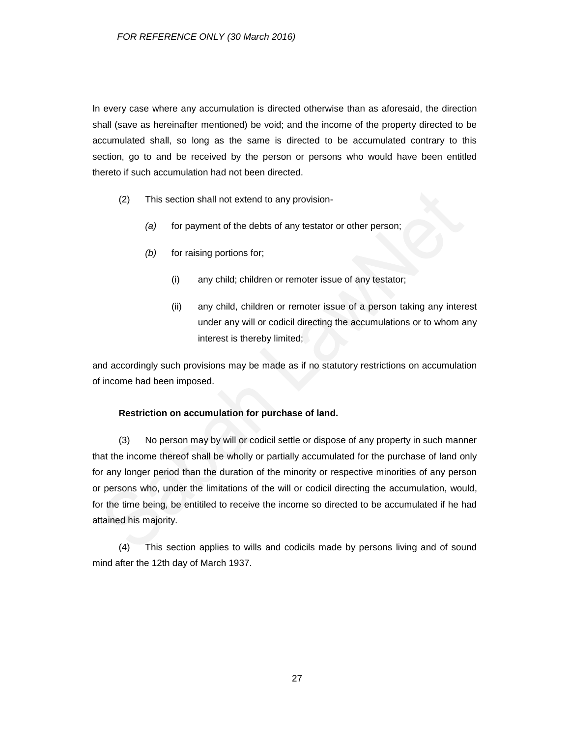In every case where any accumulation is directed otherwise than as aforesaid, the direction shall (save as hereinafter mentioned) be void; and the income of the property directed to be accumulated shall, so long as the same is directed to be accumulated contrary to this section, go to and be received by the person or persons who would have been entitled thereto if such accumulation had not been directed.

(2) This section shall not extend to any provision-

*(a)* for payment of the debts of any testator or other person;

*(b)* for raising portions for;

(i) any child; children or remoter issue of any testator;

(ii) any child, children or remoter issue of a person taking any interest under any will or codicil directing the accumulations or to whom any interest is thereby limited;

and accordingly such provisions may be made as if no statutory restrictions on accumulation of income had been imposed.

**Restriction on accumulation for purchase of land.**

(3) No person may by will or codicil settle or dispose of any property in such manner that the income thereof shall be wholly or partially accumulated for the purchase of land only for any longer period than the duration of the minority or respective minorities of any person or persons who, under the limitations of the will or codicil directing the accumulation, would, for the time being, be entitiled to receive the income so directed to be accumulated if he had attained his majority.

(4) This section applies to wills and codicils made by persons living and of sound mind after the 12th day of March 1937.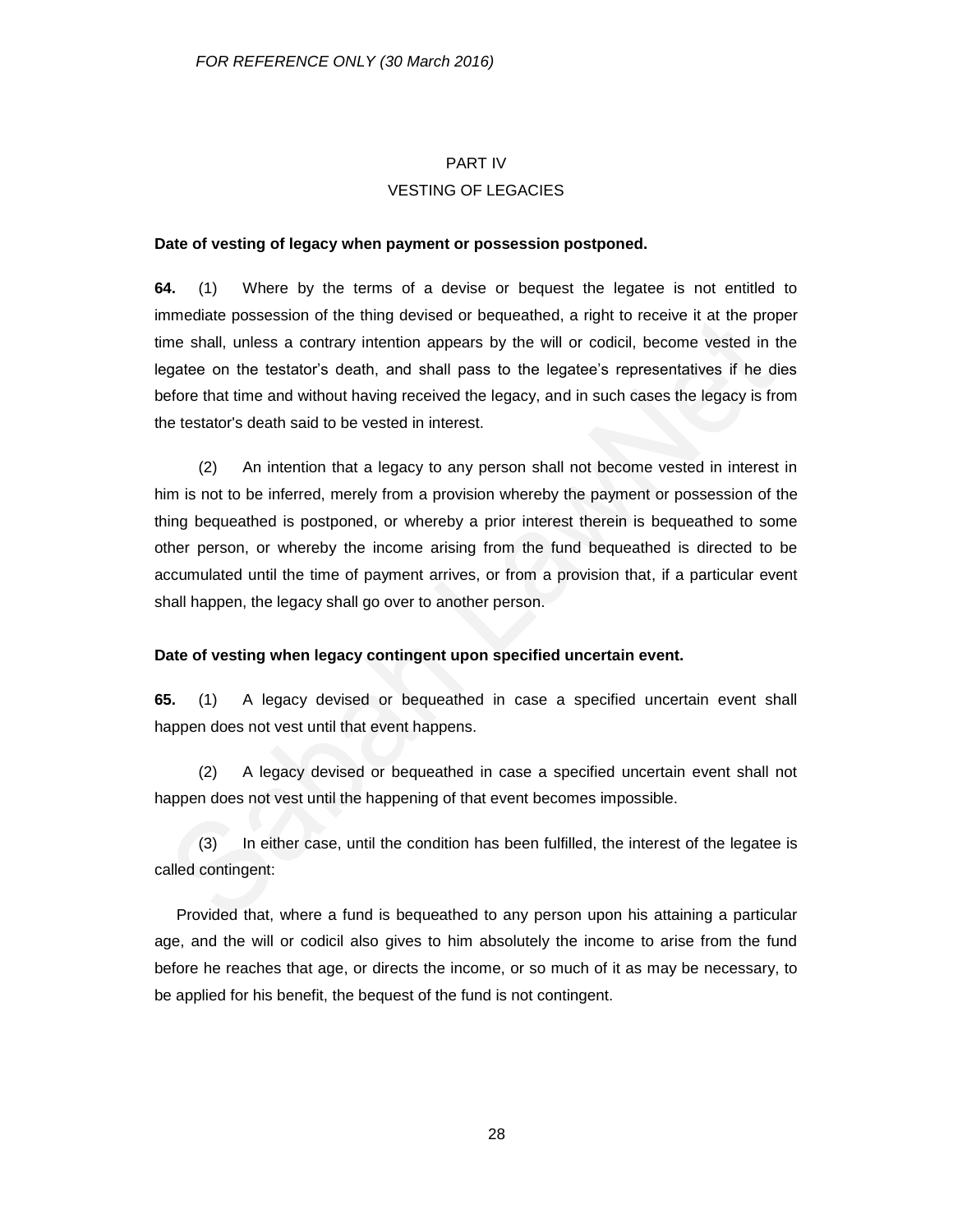## PART IV
## VESTING OF LEGACIES

**Date of vesting of legacy when payment or possession postponed.**

**64.** (1) Where by the terms of a devise or bequest the legatee is not entitled to immediate possession of the thing devised or bequeathed, a right to receive it at the proper time shall, unless a contrary intention appears by the will or codicil, become vested in the legatee on the testator's death, and shall pass to the legatee's representatives if he dies before that time and without having received the legacy, and in such cases the legacy is from the testator's death said to be vested in interest.

(2) An intention that a legacy to any person shall not become vested in interest in him is not to be inferred, merely from a provision whereby the payment or possession of the thing bequeathed is postponed, or whereby a prior interest therein is bequeathed to some other person, or whereby the income arising from the fund bequeathed is directed to be accumulated until the time of payment arrives, or from a provision that, if a particular event shall happen, the legacy shall go over to another person.

**Date of vesting when legacy contingent upon specified uncertain event.**

**65.** (1) A legacy devised or bequeathed in case a specified uncertain event shall happen does not vest until that event happens.

(2) A legacy devised or bequeathed in case a specified uncertain event shall not happen does not vest until the happening of that event becomes impossible.

(3) In either case, until the condition has been fulfilled, the interest of the legatee is called contingent:

Provided that, where a fund is bequeathed to any person upon his attaining a particular age, and the will or codicil also gives to him absolutely the income to arise from the fund before he reaches that age, or directs the income, or so much of it as may be necessary, to be applied for his benefit, the bequest of the fund is not contingent.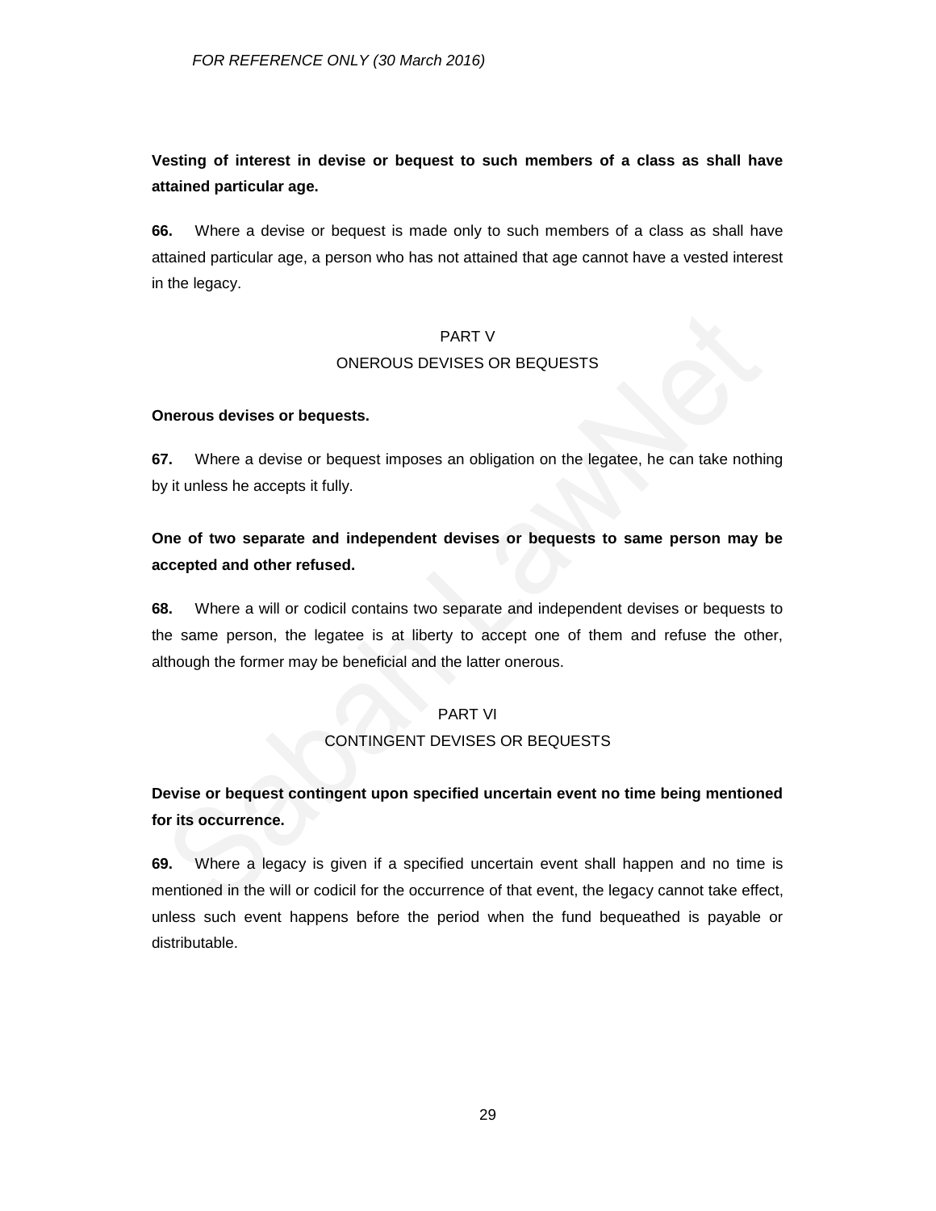**Vesting of interest in devise or bequest to such members of a class as shall have attained particular age.**

**66.** Where a devise or bequest is made only to such members of a class as shall have attained particular age, a person who has not attained that age cannot have a vested interest in the legacy.

## PART V
## ONEROUS DEVISES OR BEQUESTS

**Onerous devises or bequests.**

**67.** Where a devise or bequest imposes an obligation on the legatee, he can take nothing by it unless he accepts it fully.

**One of two separate and independent devises or bequests to same person may be accepted and other refused.**

**68.** Where a will or codicil contains two separate and independent devises or bequests to the same person, the legatee is at liberty to accept one of them and refuse the other, although the former may be beneficial and the latter onerous.

## PART VI
## CONTINGENT DEVISES OR BEQUESTS

**Devise or bequest contingent upon specified uncertain event no time being mentioned for its occurrence.**

**69.** Where a legacy is given if a specified uncertain event shall happen and no time is mentioned in the will or codicil for the occurrence of that event, the legacy cannot take effect, unless such event happens before the period when the fund bequeathed is payable or distributable.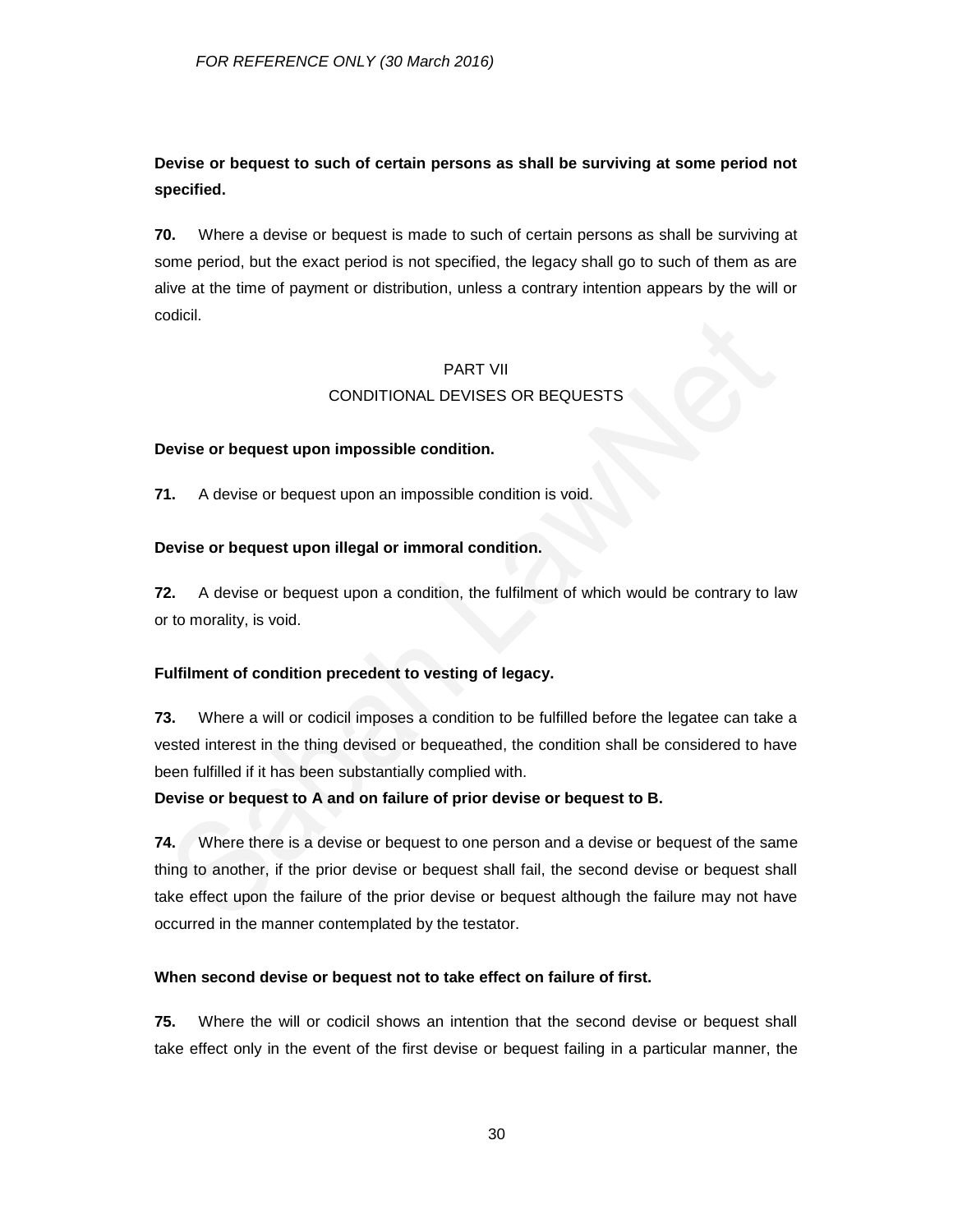**Devise or bequest to such of certain persons as shall be surviving at some period not specified.**

**70.** Where a devise or bequest is made to such of certain persons as shall be surviving at some period, but the exact period is not specified, the legacy shall go to such of them as are alive at the time of payment or distribution, unless a contrary intention appears by the will or codicil.

## PART VII
## CONDITIONAL DEVISES OR BEQUESTS

**Devise or bequest upon impossible condition.**

**71.** A devise or bequest upon an impossible condition is void.

**Devise or bequest upon illegal or immoral condition.**

**72.** A devise or bequest upon a condition, the fulfilment of which would be contrary to law or to morality, is void.

**Fulfilment of condition precedent to vesting of legacy.**

**73.** Where a will or codicil imposes a condition to be fulfilled before the legatee can take a vested interest in the thing devised or bequeathed, the condition shall be considered to have been fulfilled if it has been substantially complied with.

**Devise or bequest to A and on failure of prior devise or bequest to B.**

**74.** Where there is a devise or bequest to one person and a devise or bequest of the same thing to another, if the prior devise or bequest shall fail, the second devise or bequest shall take effect upon the failure of the prior devise or bequest although the failure may not have occurred in the manner contemplated by the testator.

**When second devise or bequest not to take effect on failure of first.**

**75.** Where the will or codicil shows an intention that the second devise or bequest shall take effect only in the event of the first devise or bequest failing in a particular manner, the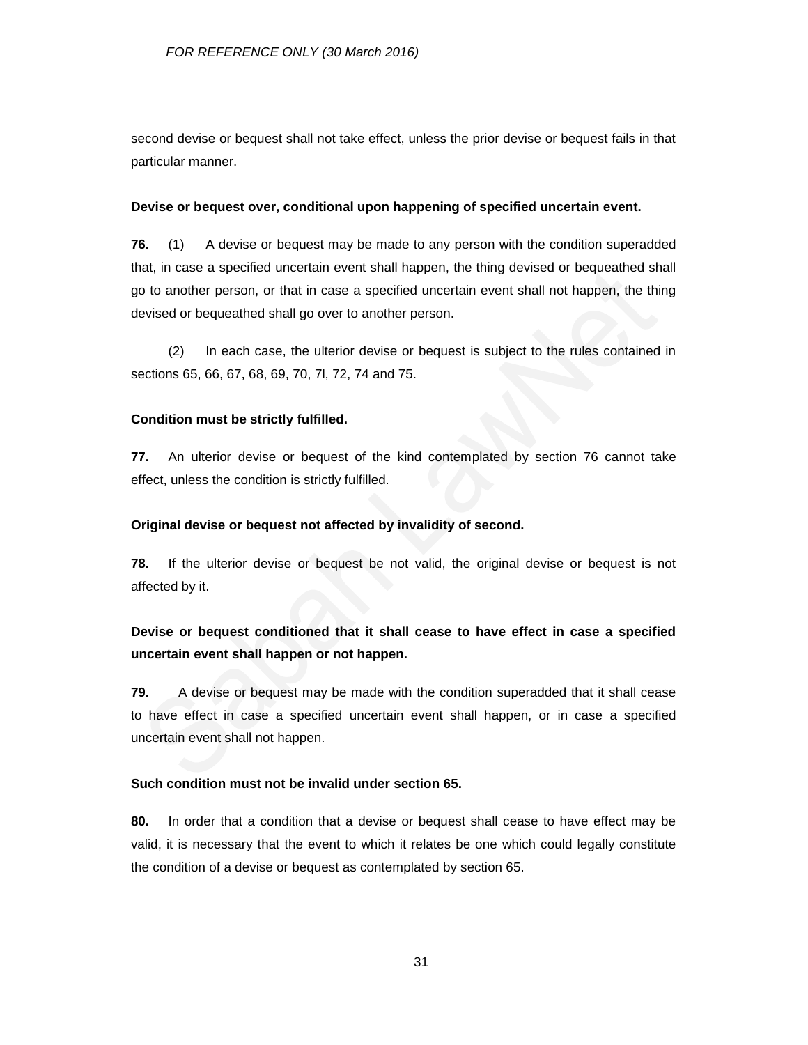second devise or bequest shall not take effect, unless the prior devise or bequest fails in that particular manner.

**Devise or bequest over, conditional upon happening of specified uncertain event.**

**76.** (1) A devise or bequest may be made to any person with the condition superadded that, in case a specified uncertain event shall happen, the thing devised or bequeathed shall go to another person, or that in case a specified uncertain event shall not happen, the thing devised or bequeathed shall go over to another person.

(2) In each case, the ulterior devise or bequest is subject to the rules contained in sections 65, 66, 67, 68, 69, 70, 7l, 72, 74 and 75.

**Condition must be strictly fulfilled.**

**77.** An ulterior devise or bequest of the kind contemplated by section 76 cannot take effect, unless the condition is strictly fulfilled.

**Original devise or bequest not affected by invalidity of second.**

**78.** If the ulterior devise or bequest be not valid, the original devise or bequest is not affected by it.

**Devise or bequest conditioned that it shall cease to have effect in case a specified uncertain event shall happen or not happen.**

**79.** A devise or bequest may be made with the condition superadded that it shall cease to have effect in case a specified uncertain event shall happen, or in case a specified uncertain event shall not happen.

**Such condition must not be invalid under section 65.**

**80.** In order that a condition that a devise or bequest shall cease to have effect may be valid, it is necessary that the event to which it relates be one which could legally constitute the condition of a devise or bequest as contemplated by section 65.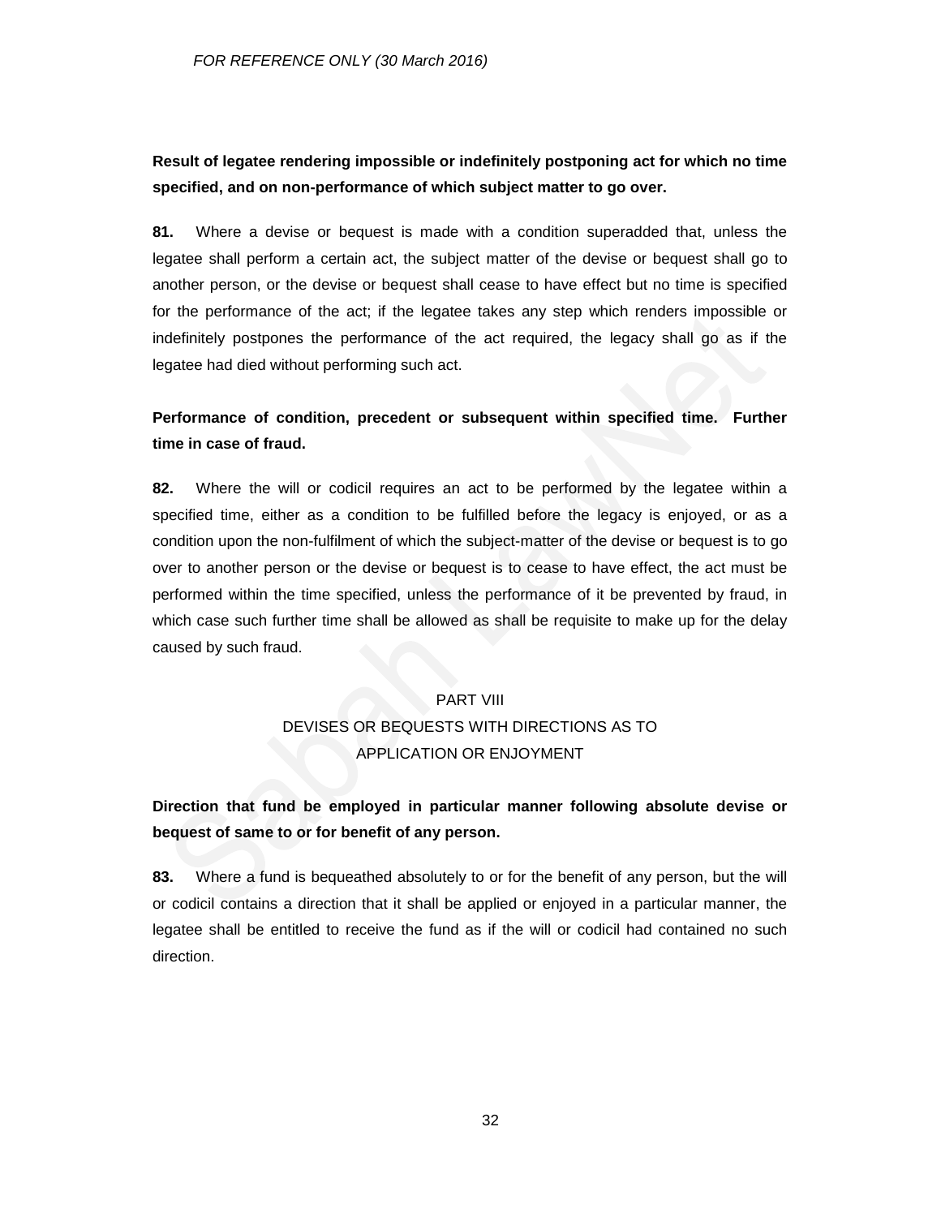**Result of legatee rendering impossible or indefinitely postponing act for which no time specified, and on non-performance of which subject matter to go over.**

**81.** Where a devise or bequest is made with a condition superadded that, unless the legatee shall perform a certain act, the subject matter of the devise or bequest shall go to another person, or the devise or bequest shall cease to have effect but no time is specified for the performance of the act; if the legatee takes any step which renders impossible or indefinitely postpones the performance of the act required, the legacy shall go as if the legatee had died without performing such act.

**Performance of condition, precedent or subsequent within specified time. Further time in case of fraud.**

**82.** Where the will or codicil requires an act to be performed by the legatee within a specified time, either as a condition to be fulfilled before the legacy is enjoyed, or as a condition upon the non-fulfilment of which the subject-matter of the devise or bequest is to go over to another person or the devise or bequest is to cease to have effect, the act must be performed within the time specified, unless the performance of it be prevented by fraud, in which case such further time shall be allowed as shall be requisite to make up for the delay caused by such fraud.

## PART VIII
## DEVISES OR BEQUESTS WITH DIRECTIONS AS TO APPLICATION OR ENJOYMENT

**Direction that fund be employed in particular manner following absolute devise or bequest of same to or for benefit of any person.**

**83.** Where a fund is bequeathed absolutely to or for the benefit of any person, but the will or codicil contains a direction that it shall be applied or enjoyed in a particular manner, the legatee shall be entitled to receive the fund as if the will or codicil had contained no such direction.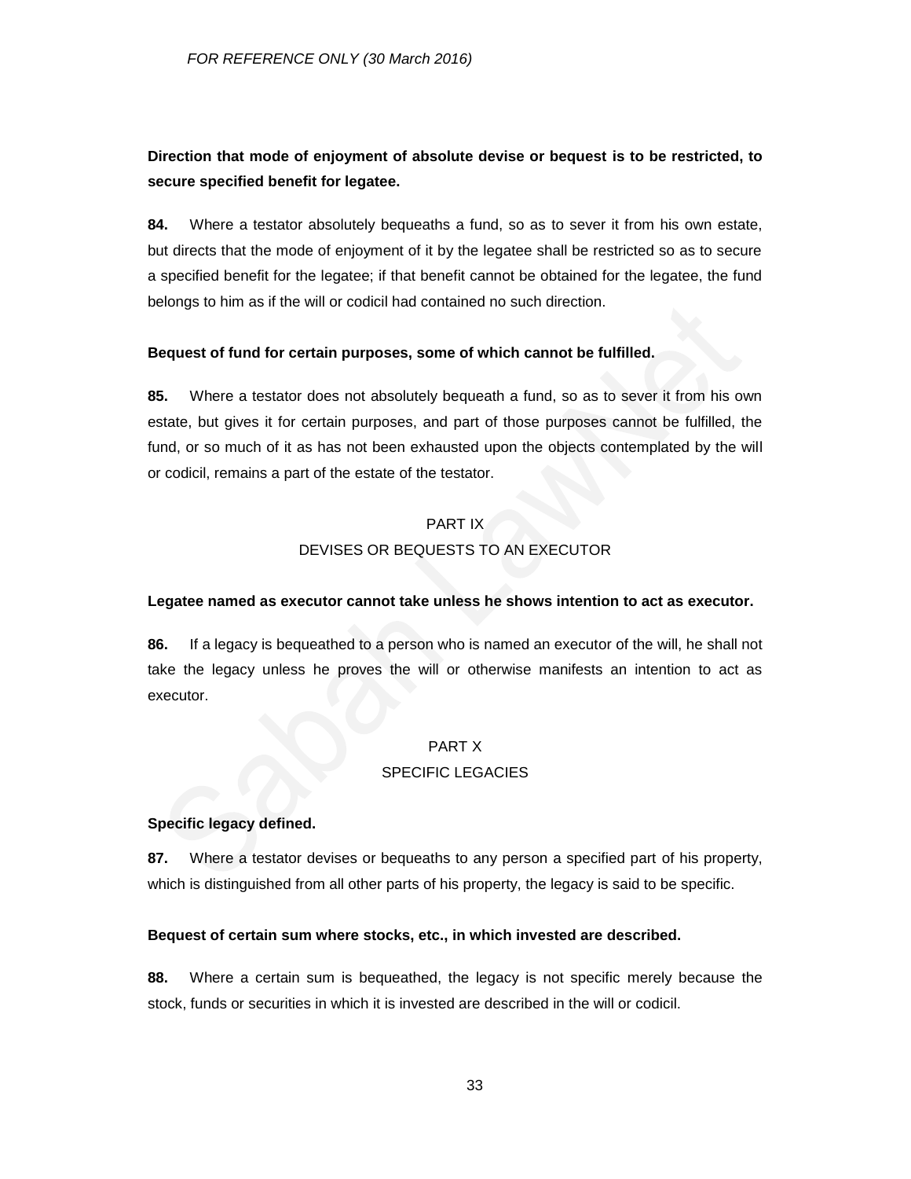**Direction that mode of enjoyment of absolute devise or bequest is to be restricted, to secure specified benefit for legatee.**

**84.** Where a testator absolutely bequeaths a fund, so as to sever it from his own estate, but directs that the mode of enjoyment of it by the legatee shall be restricted so as to secure a specified benefit for the legatee; if that benefit cannot be obtained for the legatee, the fund belongs to him as if the will or codicil had contained no such direction.

**Bequest of fund for certain purposes, some of which cannot be fulfilled.**

**85.** Where a testator does not absolutely bequeath a fund, so as to sever it from his own estate, but gives it for certain purposes, and part of those purposes cannot be fulfilled, the fund, or so much of it as has not been exhausted upon the objects contemplated by the will or codicil, remains a part of the estate of the testator.

## PART IX
## DEVISES OR BEQUESTS TO AN EXECUTOR

**Legatee named as executor cannot take unless he shows intention to act as executor.**

**86.** If a legacy is bequeathed to a person who is named an executor of the will, he shall not take the legacy unless he proves the will or otherwise manifests an intention to act as executor.

## PART X
## SPECIFIC LEGACIES

**Specific legacy defined.**

**87.** Where a testator devises or bequeaths to any person a specified part of his property, which is distinguished from all other parts of his property, the legacy is said to be specific.

**Bequest of certain sum where stocks, etc., in which invested are described.**

**88.** Where a certain sum is bequeathed, the legacy is not specific merely because the stock, funds or securities in which it is invested are described in the will or codicil.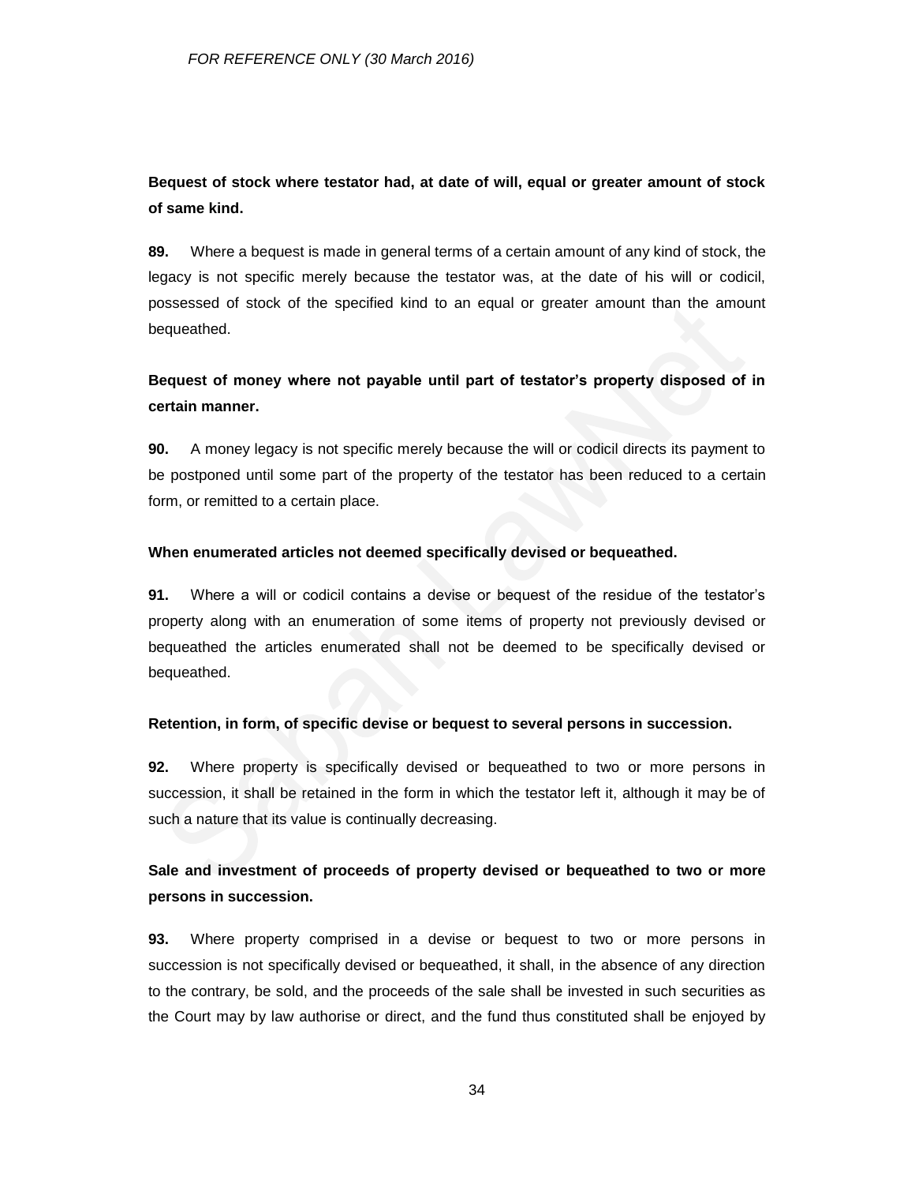**Bequest of stock where testator had, at date of will, equal or greater amount of stock of same kind.**

**89.** Where a bequest is made in general terms of a certain amount of any kind of stock, the legacy is not specific merely because the testator was, at the date of his will or codicil, possessed of stock of the specified kind to an equal or greater amount than the amount bequeathed.

**Bequest of money where not payable until part of testator's property disposed of in certain manner.**

**90.** A money legacy is not specific merely because the will or codicil directs its payment to be postponed until some part of the property of the testator has been reduced to a certain form, or remitted to a certain place.

**When enumerated articles not deemed specifically devised or bequeathed.**

**91.** Where a will or codicil contains a devise or bequest of the residue of the testator's property along with an enumeration of some items of property not previously devised or bequeathed the articles enumerated shall not be deemed to be specifically devised or bequeathed.

**Retention, in form, of specific devise or bequest to several persons in succession.**

**92.** Where property is specifically devised or bequeathed to two or more persons in succession, it shall be retained in the form in which the testator left it, although it may be of such a nature that its value is continually decreasing.

**Sale and investment of proceeds of property devised or bequeathed to two or more persons in succession.**

**93.** Where property comprised in a devise or bequest to two or more persons in succession is not specifically devised or bequeathed, it shall, in the absence of any direction to the contrary, be sold, and the proceeds of the sale shall be invested in such securities as the Court may by law authorise or direct, and the fund thus constituted shall be enjoyed by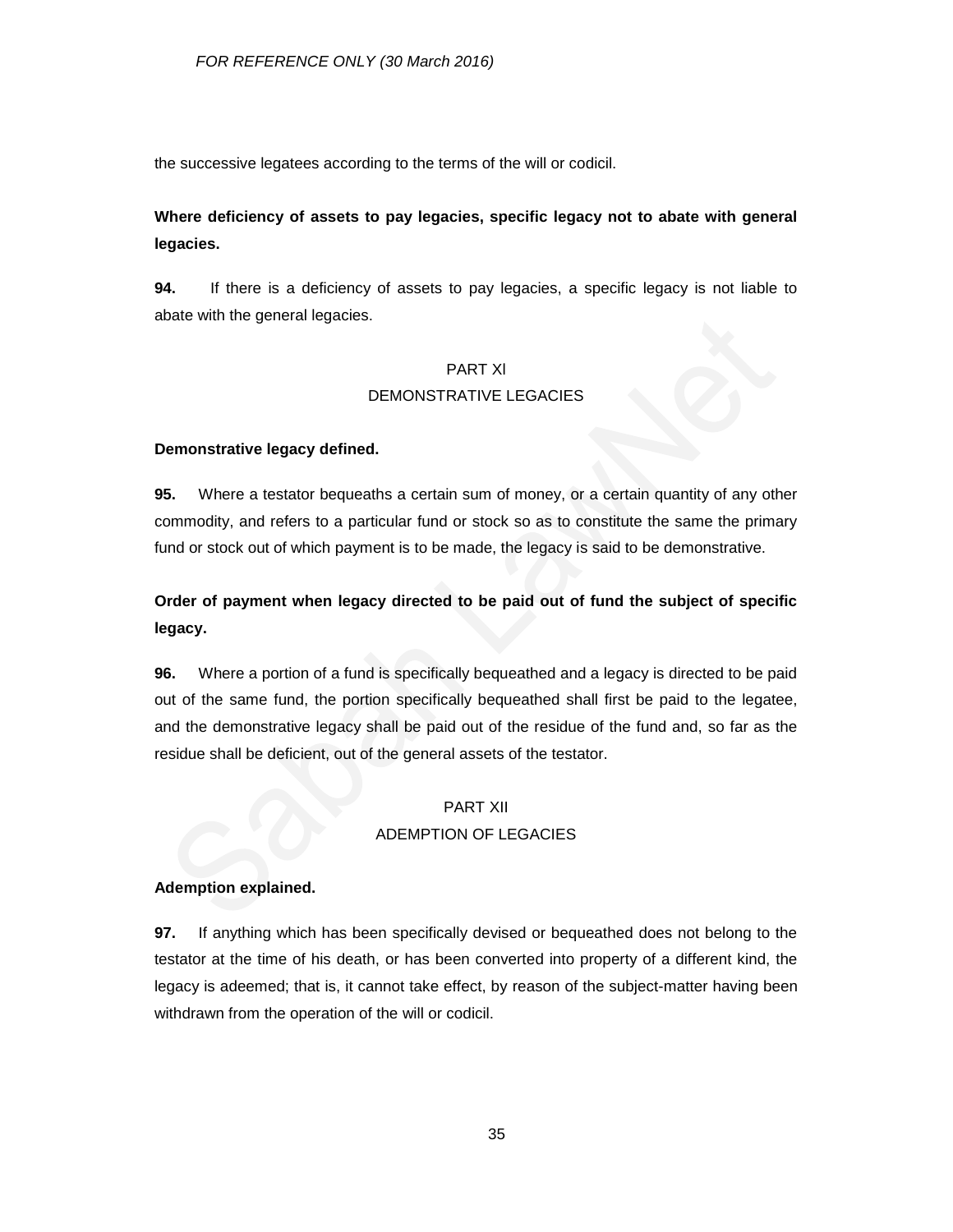the successive legatees according to the terms of the will or codicil.

**Where deficiency of assets to pay legacies, specific legacy not to abate with general legacies.**

**94.** If there is a deficiency of assets to pay legacies, a specific legacy is not liable to abate with the general legacies.

## PART XI
## DEMONSTRATIVE LEGACIES

**Demonstrative legacy defined.**

**95.** Where a testator bequeaths a certain sum of money, or a certain quantity of any other commodity, and refers to a particular fund or stock so as to constitute the same the primary fund or stock out of which payment is to be made, the legacy is said to be demonstrative.

**Order of payment when legacy directed to be paid out of fund the subject of specific legacy.**

**96.** Where a portion of a fund is specifically bequeathed and a legacy is directed to be paid out of the same fund, the portion specifically bequeathed shall first be paid to the legatee, and the demonstrative legacy shall be paid out of the residue of the fund and, so far as the residue shall be deficient, out of the general assets of the testator.

## PART XII
## ADEMPTION OF LEGACIES

**Ademption explained.**

**97.** If anything which has been specifically devised or bequeathed does not belong to the testator at the time of his death, or has been converted into property of a different kind, the legacy is adeemed; that is, it cannot take effect, by reason of the subject-matter having been withdrawn from the operation of the will or codicil.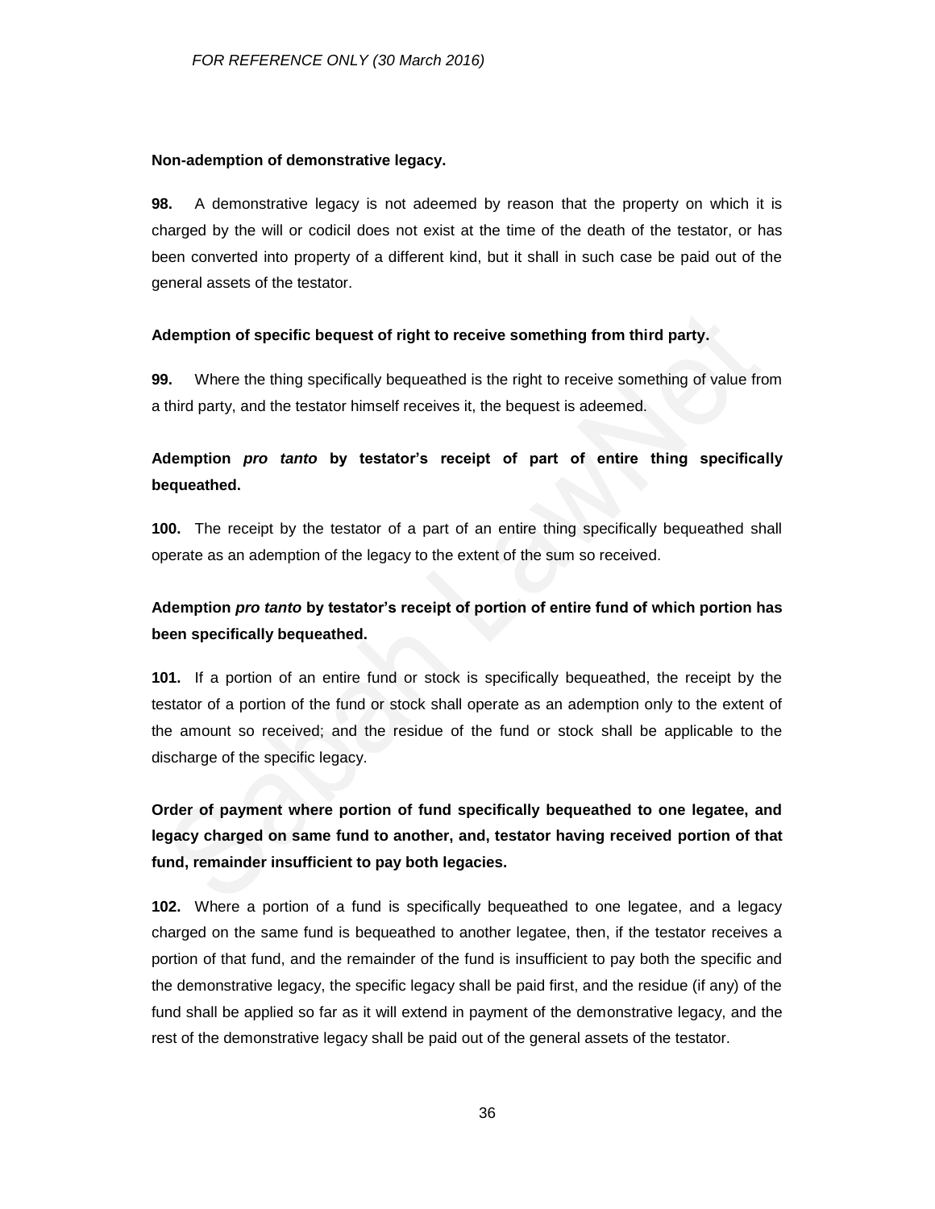**Non-ademption of demonstrative legacy.**

**98.** A demonstrative legacy is not adeemed by reason that the property on which it is charged by the will or codicil does not exist at the time of the death of the testator, or has been converted into property of a different kind, but it shall in such case be paid out of the general assets of the testator.

**Ademption of specific bequest of right to receive something from third party.**

**99.** Where the thing specifically bequeathed is the right to receive something of value from a third party, and the testator himself receives it, the bequest is adeemed.

**Ademption *pro tanto* by testator's receipt of part of entire thing specifically bequeathed.**

**100.** The receipt by the testator of a part of an entire thing specifically bequeathed shall operate as an ademption of the legacy to the extent of the sum so received.

**Ademption *pro tanto* by testator's receipt of portion of entire fund of which portion has been specifically bequeathed.**

**101.** If a portion of an entire fund or stock is specifically bequeathed, the receipt by the testator of a portion of the fund or stock shall operate as an ademption only to the extent of the amount so received; and the residue of the fund or stock shall be applicable to the discharge of the specific legacy.

**Order of payment where portion of fund specifically bequeathed to one legatee, and legacy charged on same fund to another, and, testator having received portion of that fund, remainder insufficient to pay both legacies.**

**102.** Where a portion of a fund is specifically bequeathed to one legatee, and a legacy charged on the same fund is bequeathed to another legatee, then, if the testator receives a portion of that fund, and the remainder of the fund is insufficient to pay both the specific and the demonstrative legacy, the specific legacy shall be paid first, and the residue (if any) of the fund shall be applied so far as it will extend in payment of the demonstrative legacy, and the rest of the demonstrative legacy shall be paid out of the general assets of the testator.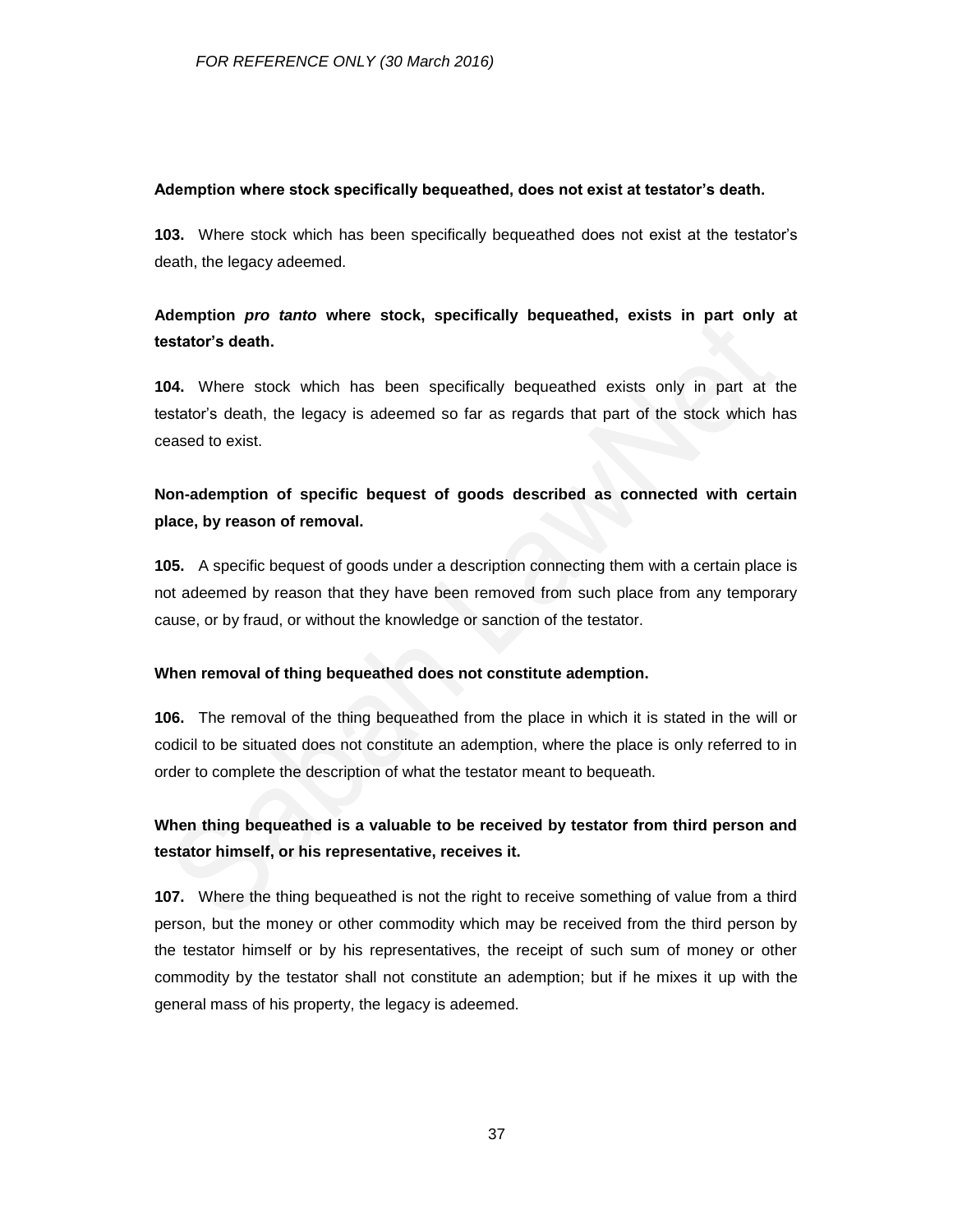**Ademption where stock specifically bequeathed, does not exist at testator's death.**

**103.** Where stock which has been specifically bequeathed does not exist at the testator's death, the legacy adeemed.

**Ademption *pro tanto* where stock, specifically bequeathed, exists in part only at testator's death.**

**104.** Where stock which has been specifically bequeathed exists only in part at the testator's death, the legacy is adeemed so far as regards that part of the stock which has ceased to exist.

**Non-ademption of specific bequest of goods described as connected with certain place, by reason of removal.**

**105.** A specific bequest of goods under a description connecting them with a certain place is not adeemed by reason that they have been removed from such place from any temporary cause, or by fraud, or without the knowledge or sanction of the testator.

**When removal of thing bequeathed does not constitute ademption.**

**106.** The removal of the thing bequeathed from the place in which it is stated in the will or codicil to be situated does not constitute an ademption, where the place is only referred to in order to complete the description of what the testator meant to bequeath.

**When thing bequeathed is a valuable to be received by testator from third person and testator himself, or his representative, receives it.**

**107.** Where the thing bequeathed is not the right to receive something of value from a third person, but the money or other commodity which may be received from the third person by the testator himself or by his representatives, the receipt of such sum of money or other commodity by the testator shall not constitute an ademption; but if he mixes it up with the general mass of his property, the legacy is adeemed.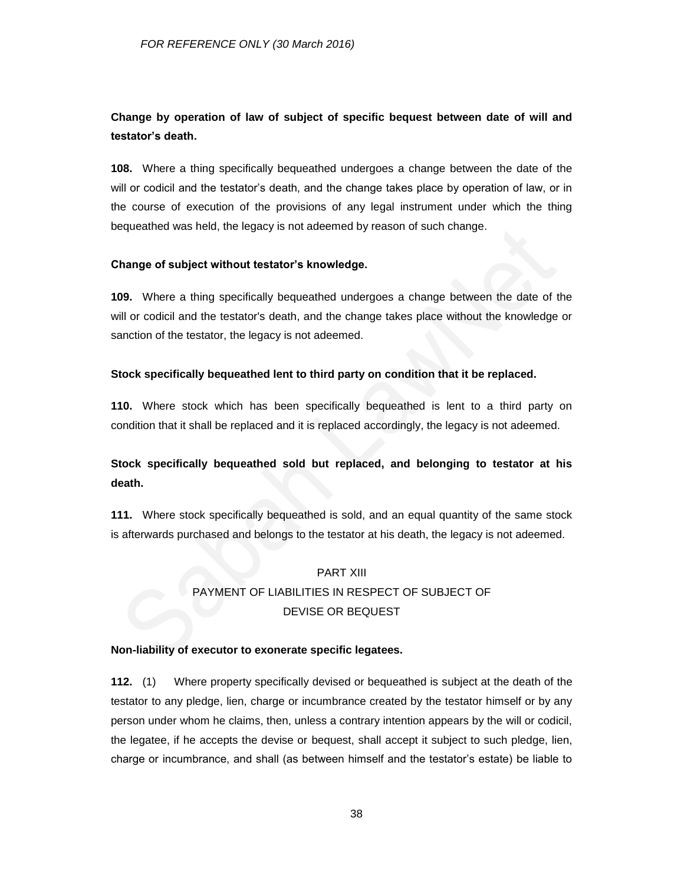**Change by operation of law of subject of specific bequest between date of will and testator's death.**

**108.** Where a thing specifically bequeathed undergoes a change between the date of the will or codicil and the testator's death, and the change takes place by operation of law, or in the course of execution of the provisions of any legal instrument under which the thing bequeathed was held, the legacy is not adeemed by reason of such change.

**Change of subject without testator's knowledge.**

**109.** Where a thing specifically bequeathed undergoes a change between the date of the will or codicil and the testator's death, and the change takes place without the knowledge or sanction of the testator, the legacy is not adeemed.

**Stock specifically bequeathed lent to third party on condition that it be replaced.**

**110.** Where stock which has been specifically bequeathed is lent to a third party on condition that it shall be replaced and it is replaced accordingly, the legacy is not adeemed.

**Stock specifically bequeathed sold but replaced, and belonging to testator at his death.**

**111.** Where stock specifically bequeathed is sold, and an equal quantity of the same stock is afterwards purchased and belongs to the testator at his death, the legacy is not adeemed.

## PART XIII
## PAYMENT OF LIABILITIES IN RESPECT OF SUBJECT OF DEVISE OR BEQUEST

**Non-liability of executor to exonerate specific legatees.**

**112.** (1) Where property specifically devised or bequeathed is subject at the death of the testator to any pledge, lien, charge or incumbrance created by the testator himself or by any person under whom he claims, then, unless a contrary intention appears by the will or codicil, the legatee, if he accepts the devise or bequest, shall accept it subject to such pledge, lien, charge or incumbrance, and shall (as between himself and the testator's estate) be liable to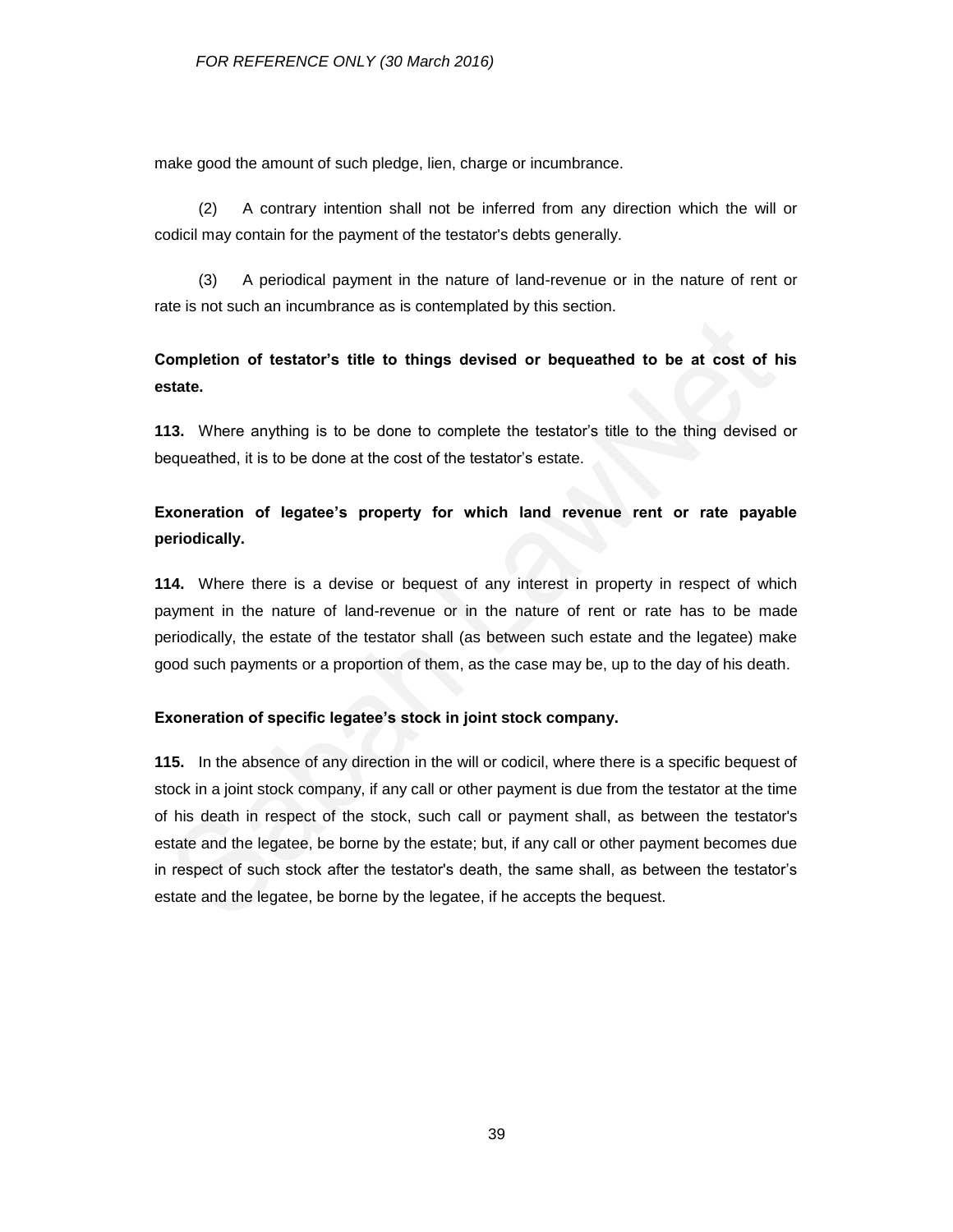make good the amount of such pledge, lien, charge or incumbrance.

(2) A contrary intention shall not be inferred from any direction which the will or codicil may contain for the payment of the testator's debts generally.

(3) A periodical payment in the nature of land-revenue or in the nature of rent or rate is not such an incumbrance as is contemplated by this section.

**Completion of testator's title to things devised or bequeathed to be at cost of his estate.**

**113.** Where anything is to be done to complete the testator's title to the thing devised or bequeathed, it is to be done at the cost of the testator's estate.

**Exoneration of legatee's property for which land revenue rent or rate payable periodically.**

**114.** Where there is a devise or bequest of any interest in property in respect of which payment in the nature of land-revenue or in the nature of rent or rate has to be made periodically, the estate of the testator shall (as between such estate and the legatee) make good such payments or a proportion of them, as the case may be, up to the day of his death.

**Exoneration of specific legatee's stock in joint stock company.**

**115.** In the absence of any direction in the will or codicil, where there is a specific bequest of stock in a joint stock company, if any call or other payment is due from the testator at the time of his death in respect of the stock, such call or payment shall, as between the testator's estate and the legatee, be borne by the estate; but, if any call or other payment becomes due in respect of such stock after the testator's death, the same shall, as between the testator's estate and the legatee, be borne by the legatee, if he accepts the bequest.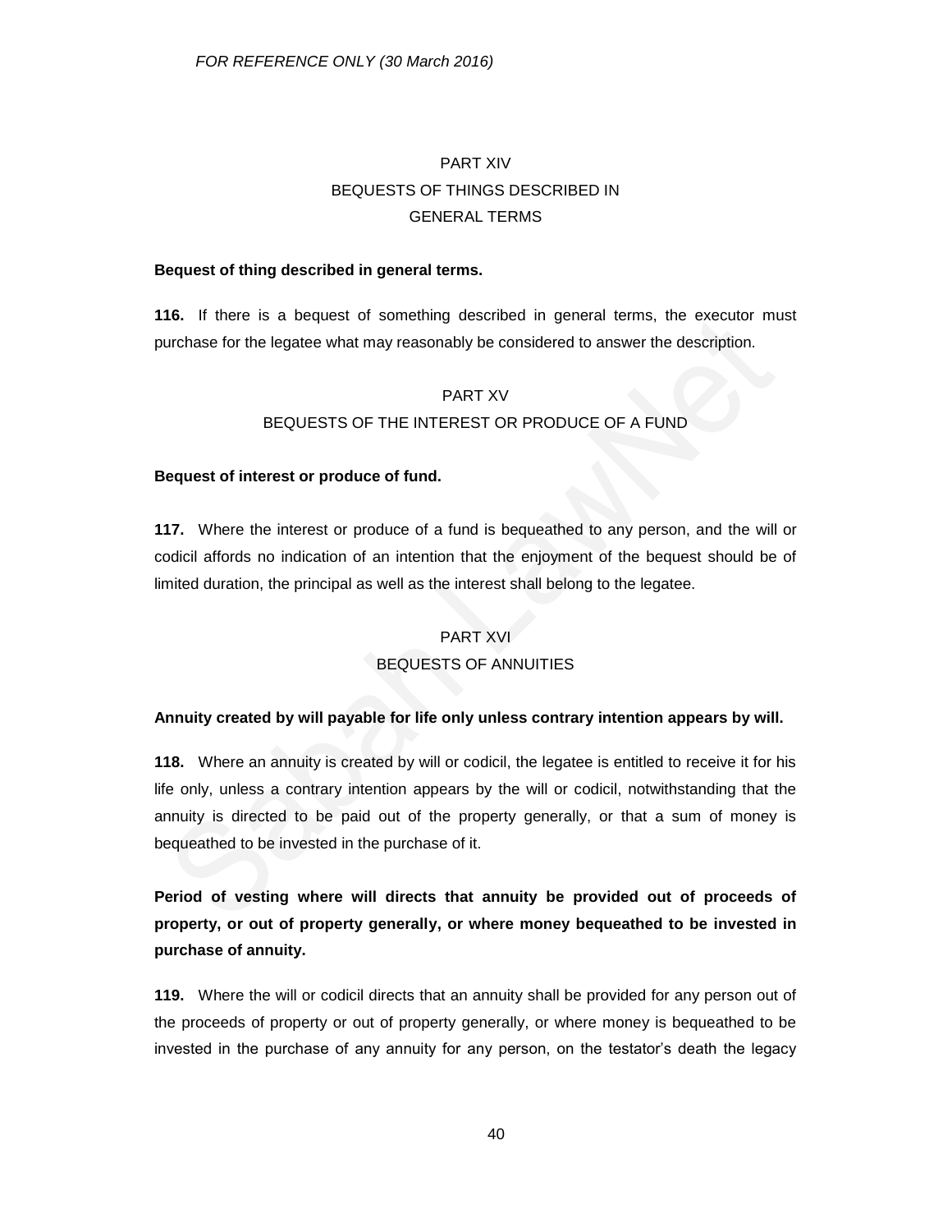## PART XIV
## BEQUESTS OF THINGS DESCRIBED IN GENERAL TERMS

**Bequest of thing described in general terms.**

**116.** If there is a bequest of something described in general terms, the executor must purchase for the legatee what may reasonably be considered to answer the description.

## PART XV
## BEQUESTS OF THE INTEREST OR PRODUCE OF A FUND

**Bequest of interest or produce of fund.**

**117.** Where the interest or produce of a fund is bequeathed to any person, and the will or codicil affords no indication of an intention that the enjoyment of the bequest should be of limited duration, the principal as well as the interest shall belong to the legatee.

## PART XVI
## BEQUESTS OF ANNUITIES

**Annuity created by will payable for life only unless contrary intention appears by will.**

**118.** Where an annuity is created by will or codicil, the legatee is entitled to receive it for his life only, unless a contrary intention appears by the will or codicil, notwithstanding that the annuity is directed to be paid out of the property generally, or that a sum of money is bequeathed to be invested in the purchase of it.

**Period of vesting where will directs that annuity be provided out of proceeds of property, or out of property generally, or where money bequeathed to be invested in purchase of annuity.**

**119.** Where the will or codicil directs that an annuity shall be provided for any person out of the proceeds of property or out of property generally, or where money is bequeathed to be invested in the purchase of any annuity for any person, on the testator's death the legacy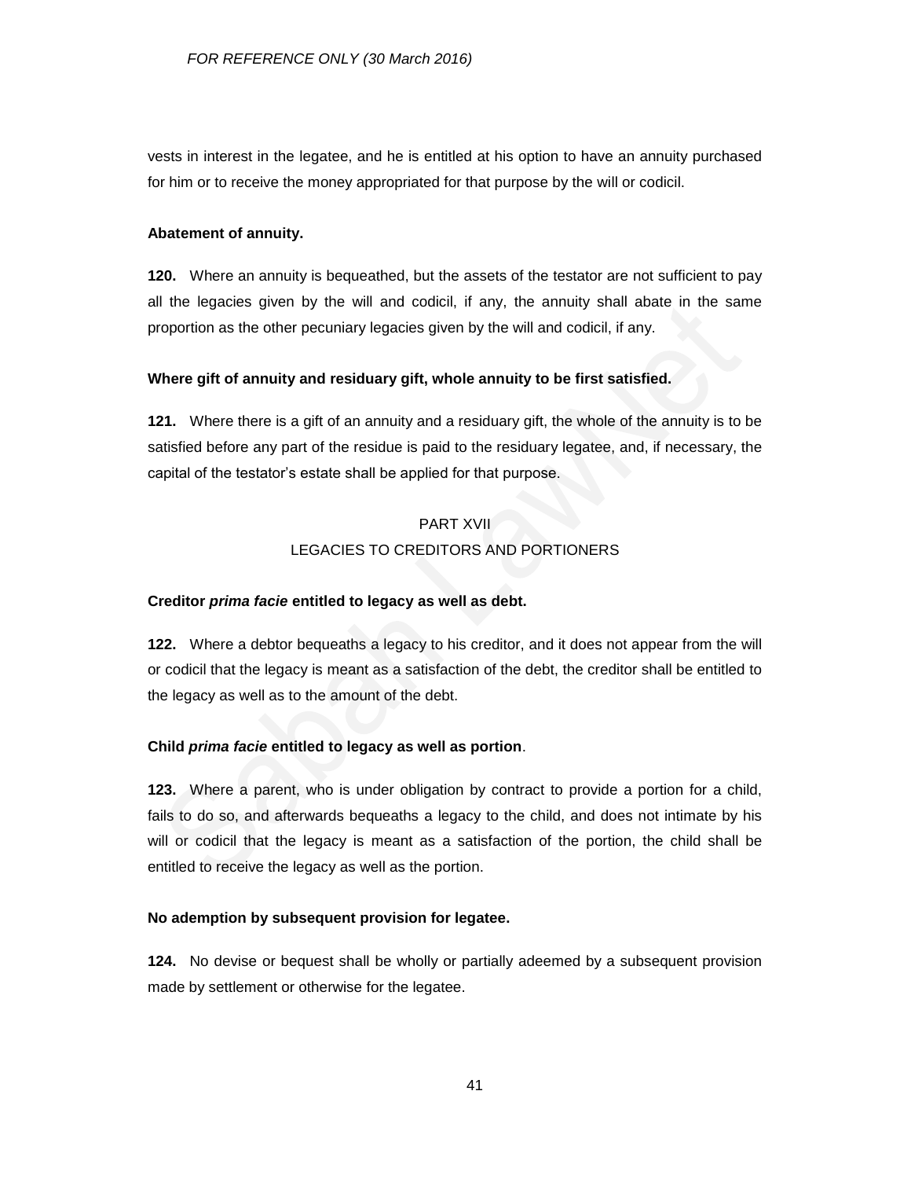vests in interest in the legatee, and he is entitled at his option to have an annuity purchased for him or to receive the money appropriated for that purpose by the will or codicil.

**Abatement of annuity.**

**120.** Where an annuity is bequeathed, but the assets of the testator are not sufficient to pay all the legacies given by the will and codicil, if any, the annuity shall abate in the same proportion as the other pecuniary legacies given by the will and codicil, if any.

**Where gift of annuity and residuary gift, whole annuity to be first satisfied.**

**121.** Where there is a gift of an annuity and a residuary gift, the whole of the annuity is to be satisfied before any part of the residue is paid to the residuary legatee, and, if necessary, the capital of the testator's estate shall be applied for that purpose.

## PART XVII
## LEGACIES TO CREDITORS AND PORTIONERS

**Creditor *prima facie* entitled to legacy as well as debt.**

**122.** Where a debtor bequeaths a legacy to his creditor, and it does not appear from the will or codicil that the legacy is meant as a satisfaction of the debt, the creditor shall be entitled to the legacy as well as to the amount of the debt.

**Child *prima facie* entitled to legacy as well as portion**.

**123.** Where a parent, who is under obligation by contract to provide a portion for a child, fails to do so, and afterwards bequeaths a legacy to the child, and does not intimate by his will or codicil that the legacy is meant as a satisfaction of the portion, the child shall be entitled to receive the legacy as well as the portion.

**No ademption by subsequent provision for legatee.**

**124.** No devise or bequest shall be wholly or partially adeemed by a subsequent provision made by settlement or otherwise for the legatee.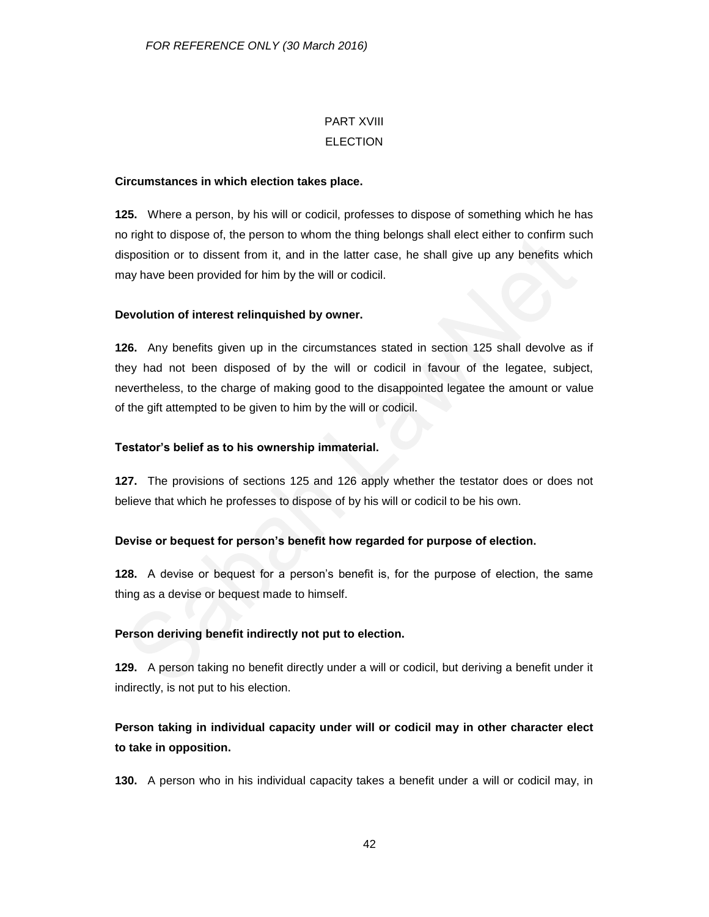## PART XVIII
## ELECTION

**Circumstances in which election takes place.**

**125.** Where a person, by his will or codicil, professes to dispose of something which he has no right to dispose of, the person to whom the thing belongs shall elect either to confirm such disposition or to dissent from it, and in the latter case, he shall give up any benefits which may have been provided for him by the will or codicil.

**Devolution of interest relinquished by owner.**

**126.** Any benefits given up in the circumstances stated in section 125 shall devolve as if they had not been disposed of by the will or codicil in favour of the legatee, subject, nevertheless, to the charge of making good to the disappointed legatee the amount or value of the gift attempted to be given to him by the will or codicil.

**Testator's belief as to his ownership immaterial.**

**127.** The provisions of sections 125 and 126 apply whether the testator does or does not believe that which he professes to dispose of by his will or codicil to be his own.

**Devise or bequest for person's benefit how regarded for purpose of election.**

**128.** A devise or bequest for a person's benefit is, for the purpose of election, the same thing as a devise or bequest made to himself.

**Person deriving benefit indirectly not put to election.**

**129.** A person taking no benefit directly under a will or codicil, but deriving a benefit under it indirectly, is not put to his election.

**Person taking in individual capacity under will or codicil may in other character elect to take in opposition.**

**130.** A person who in his individual capacity takes a benefit under a will or codicil may, in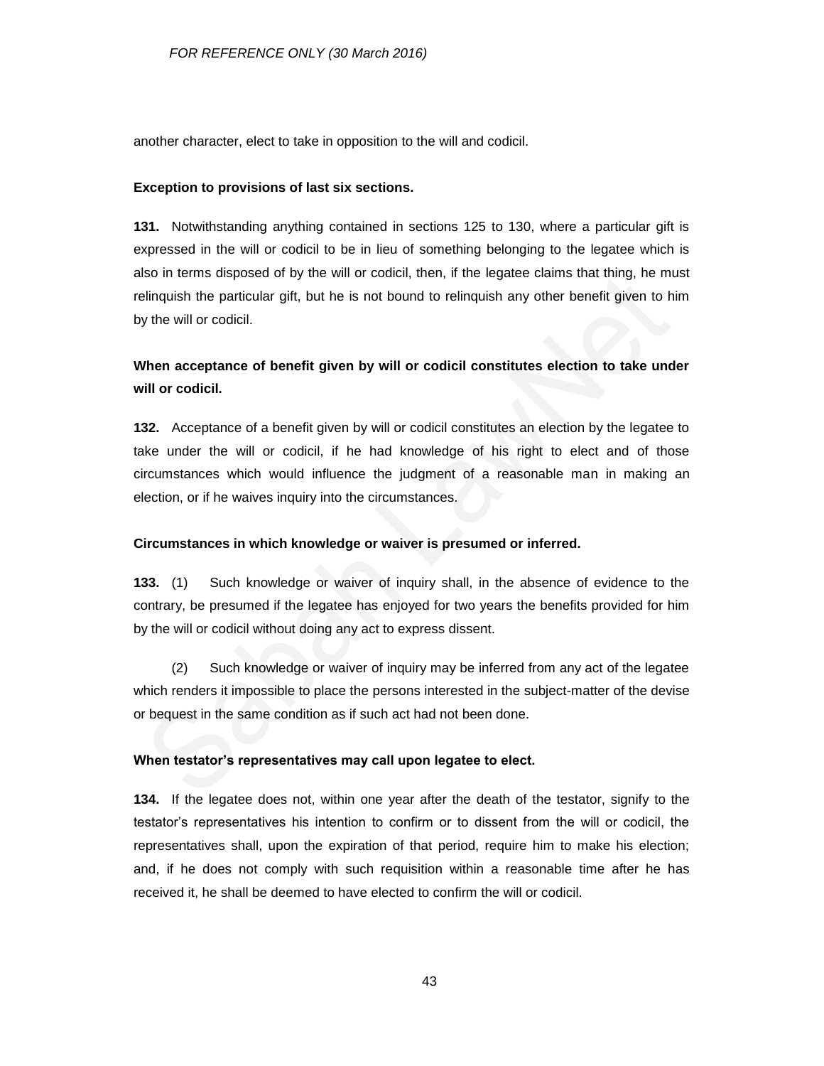another character, elect to take in opposition to the will and codicil.

**Exception to provisions of last six sections.**

**131.** Notwithstanding anything contained in sections 125 to 130, where a particular gift is expressed in the will or codicil to be in lieu of something belonging to the legatee which is also in terms disposed of by the will or codicil, then, if the legatee claims that thing, he must relinquish the particular gift, but he is not bound to relinquish any other benefit given to him by the will or codicil.

**When acceptance of benefit given by will or codicil constitutes election to take under will or codicil.**

**132.** Acceptance of a benefit given by will or codicil constitutes an election by the legatee to take under the will or codicil, if he had knowledge of his right to elect and of those circumstances which would influence the judgment of a reasonable man in making an election, or if he waives inquiry into the circumstances.

**Circumstances in which knowledge or waiver is presumed or inferred.**

**133.** (1) Such knowledge or waiver of inquiry shall, in the absence of evidence to the contrary, be presumed if the legatee has enjoyed for two years the benefits provided for him by the will or codicil without doing any act to express dissent.

(2) Such knowledge or waiver of inquiry may be inferred from any act of the legatee which renders it impossible to place the persons interested in the subject-matter of the devise or bequest in the same condition as if such act had not been done.

**When testator's representatives may call upon legatee to elect.**

**134.** If the legatee does not, within one year after the death of the testator, signify to the testator's representatives his intention to confirm or to dissent from the will or codicil, the representatives shall, upon the expiration of that period, require him to make his election; and, if he does not comply with such requisition within a reasonable time after he has received it, he shall be deemed to have elected to confirm the will or codicil.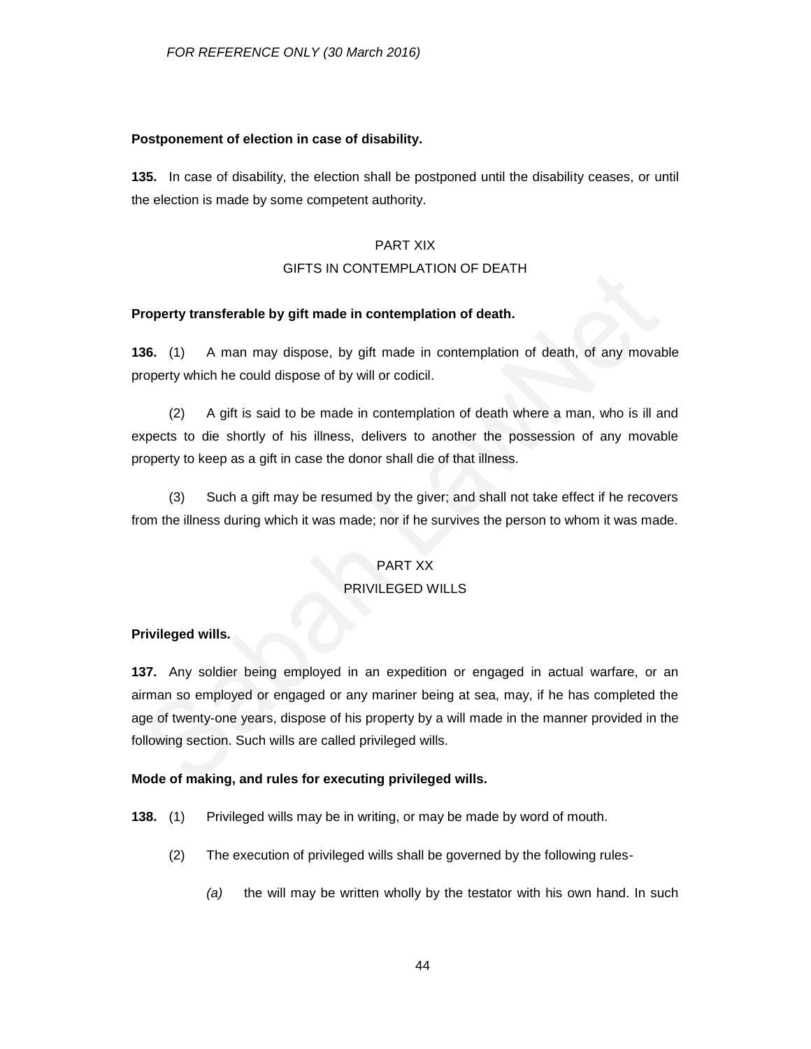**Postponement of election in case of disability.**

**135.** In case of disability, the election shall be postponed until the disability ceases, or until the election is made by some competent authority.

PART XIX

GIFTS IN CONTEMPLATION OF DEATH

**Property transferable by gift made in contemplation of death.**

**136.** (1) A man may dispose, by gift made in contemplation of death, of any movable property which he could dispose of by will or codicil.

(2) A gift is said to be made in contemplation of death where a man, who is ill and expects to die shortly of his illness, delivers to another the possession of any movable property to keep as a gift in case the donor shall die of that illness.

(3) Such a gift may be resumed by the giver; and shall not take effect if he recovers from the illness during which it was made; nor if he survives the person to whom it was made.

PART XX

PRIVILEGED WILLS

**Privileged wills.**

**137.** Any soldier being employed in an expedition or engaged in actual warfare, or an airman so employed or engaged or any mariner being at sea, may, if he has completed the age of twenty-one years, dispose of his property by a will made in the manner provided in the following section. Such wills are called privileged wills.

**Mode of making, and rules for executing privileged wills.**

**138.** (1) Privileged wills may be in writing, or may be made by word of mouth.

(2) The execution of privileged wills shall be governed by the following rules-

*(a)* the will may be written wholly by the testator with his own hand. In such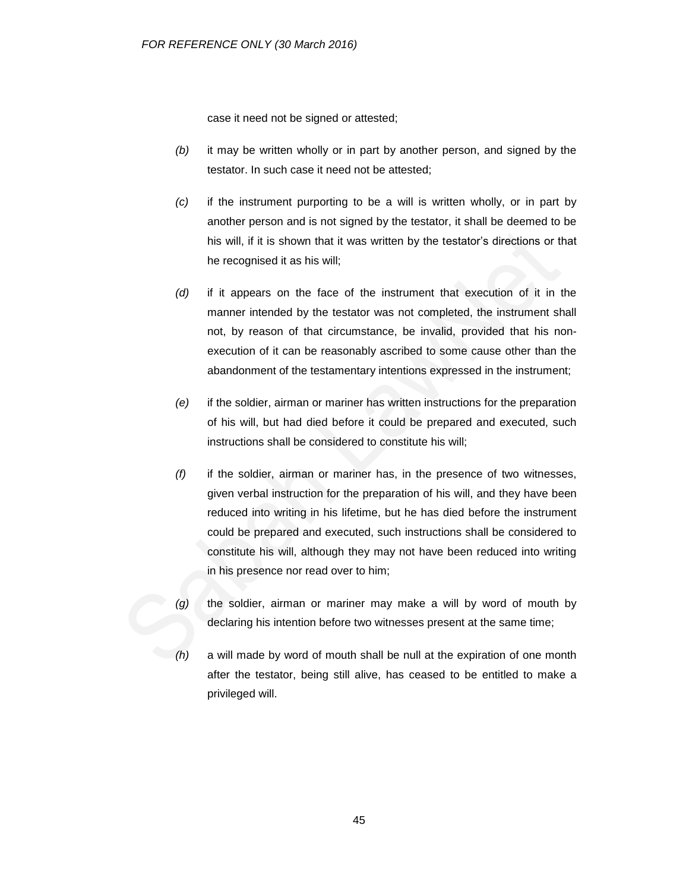case it need not be signed or attested;

*(b)* it may be written wholly or in part by another person, and signed by the testator. In such case it need not be attested;

*(c)* if the instrument purporting to be a will is written wholly, or in part by another person and is not signed by the testator, it shall be deemed to be his will, if it is shown that it was written by the testator's directions or that he recognised it as his will;

*(d)* if it appears on the face of the instrument that execution of it in the manner intended by the testator was not completed, the instrument shall not, by reason of that circumstance, be invalid, provided that his non-execution of it can be reasonably ascribed to some cause other than the abandonment of the testamentary intentions expressed in the instrument;

*(e)* if the soldier, airman or mariner has written instructions for the preparation of his will, but had died before it could be prepared and executed, such instructions shall be considered to constitute his will;

*(f)* if the soldier, airman or mariner has, in the presence of two witnesses, given verbal instruction for the preparation of his will, and they have been reduced into writing in his lifetime, but he has died before the instrument could be prepared and executed, such instructions shall be considered to constitute his will, although they may not have been reduced into writing in his presence nor read over to him;

*(g)* the soldier, airman or mariner may make a will by word of mouth by declaring his intention before two witnesses present at the same time;

*(h)* a will made by word of mouth shall be null at the expiration of one month after the testator, being still alive, has ceased to be entitled to make a privileged will.